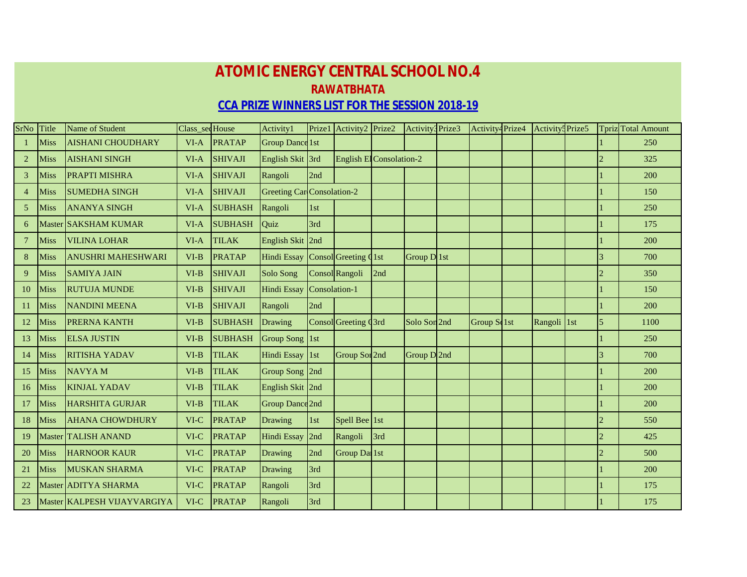# ATOMIC ENERGY CENTRAL SCHOOL NO.4

## RAWATBHATA

## CCA PRIZE WINNERS LIST FOR THE SESSION 2018-19

| SrNo | Title | Name of Student | Class_sec | House | Activity1 | Prize1 | Activity2 | Prize2 | Activity3 | Prize3 | Activity4 | Prize4 | Activity5 | Prize5 | Tpriz | Total Amount |
|---|---|---|---|---|---|---|---|---|---|---|---|---|---|---|---|---|
| 1 | Miss | AISHANI CHOUDHARY | VI-A | PRATAP | Group Dance | 1st | | | | | | | | | 1 | 250 |
| 2 | Miss | AISHANI SINGH | VI-A | SHIVAJI | English Skit | 3rd | English El | Consolation-2 | | | | | | | 2 | 325 |
| 3 | Miss | PRAPTI MISHRA | VI-A | SHIVAJI | Rangoli | 2nd | | | | | | | | | 1 | 200 |
| 4 | Miss | SUMEDHA SINGH | VI-A | SHIVAJI | Greeting Car | Consolation-2 | | | | | | | | | 1 | 150 |
| 5 | Miss | ANANYA SINGH | VI-A | SUBHASH | Rangoli | 1st | | | | | | | | | 1 | 250 |
| 6 | Master | SAKSHAM KUMAR | VI-A | SUBHASH | Quiz | 3rd | | | | | | | | | 1 | 175 |
| 7 | Miss | VILINA LOHAR | VI-A | TILAK | English Skit | 2nd | | | | | | | | | 1 | 200 |
| 8 | Miss | ANUSHRI MAHESHWARI | VI-B | PRATAP | Hindi Essay | Consol | Greeting C | 1st | Group D | 1st | | | | | 3 | 700 |
| 9 | Miss | SAMIYA JAIN | VI-B | SHIVAJI | Solo Song | Consol | Rangoli | 2nd | | | | | | | 2 | 350 |
| 10 | Miss | RUTUJA MUNDE | VI-B | SHIVAJI | Hindi Essay | Consolation-1 | | | | | | | | | 1 | 150 |
| 11 | Miss | NANDINI MEENA | VI-B | SHIVAJI | Rangoli | 2nd | | | | | | | | | 1 | 200 |
| 12 | Miss | PRERNA KANTH | VI-B | SUBHASH | Drawing | Consol | Greeting C | 3rd | Solo Son | 2nd | Group S | 1st | Rangoli | 1st | 5 | 1100 |
| 13 | Miss | ELSA JUSTIN | VI-B | SUBHASH | Group Song | 1st | | | | | | | | | 1 | 250 |
| 14 | Miss | RITISHA YADAV | VI-B | TILAK | Hindi Essay | 1st | Group Son | 2nd | Group D | 2nd | | | | | 3 | 700 |
| 15 | Miss | NAVYA M | VI-B | TILAK | Group Song | 2nd | | | | | | | | | 1 | 200 |
| 16 | Miss | KINJAL YADAV | VI-B | TILAK | English Skit | 2nd | | | | | | | | | 1 | 200 |
| 17 | Miss | HARSHITA GURJAR | VI-B | TILAK | Group Dance | 2nd | | | | | | | | | 1 | 200 |
| 18 | Miss | AHANA CHOWDHURY | VI-C | PRATAP | Drawing | 1st | Spell Bee | 1st | | | | | | | 2 | 550 |
| 19 | Master | TALISH ANAND | VI-C | PRATAP | Hindi Essay | 2nd | Rangoli | 3rd | | | | | | | 2 | 425 |
| 20 | Miss | HARNOOR KAUR | VI-C | PRATAP | Drawing | 2nd | Group Da | 1st | | | | | | | 2 | 500 |
| 21 | Miss | MUSKAN SHARMA | VI-C | PRATAP | Drawing | 3rd | | | | | | | | | 1 | 200 |
| 22 | Master | ADITYA SHARMA | VI-C | PRATAP | Rangoli | 3rd | | | | | | | | | 1 | 175 |
| 23 | Master | KALPESH VIJAYVARGIYA | VI-C | PRATAP | Rangoli | 3rd | | | | | | | | | 1 | 175 |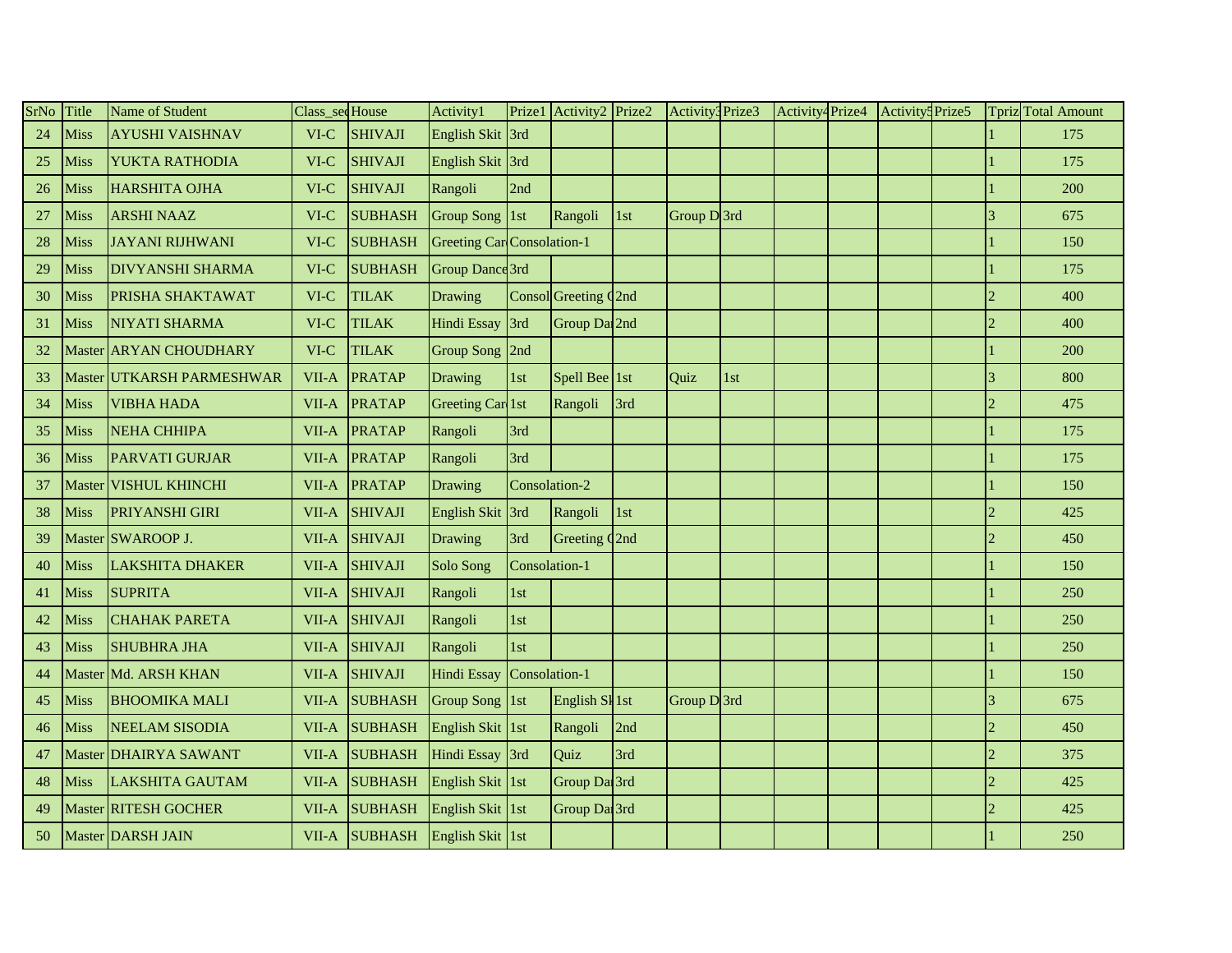| SrNo | Title | Name of Student | Class_sec | House | Activity1 | Prize1 | Activity2 | Prize2 | Activity3 | Prize3 | Activity4 | Prize4 | Activity5 | Prize5 | Tpriz | Total Amount |
|---|---|---|---|---|---|---|---|---|---|---|---|---|---|---|---|---|
| 24 | Miss | AYUSHI VAISHNAV | VI-C | SHIVAJI | English Skit | 3rd | | | | | | | | | 1 | 175 |
| 25 | Miss | YUKTA RATHODIA | VI-C | SHIVAJI | English Skit | 3rd | | | | | | | | | 1 | 175 |
| 26 | Miss | HARSHITA OJHA | VI-C | SHIVAJI | Rangoli | 2nd | | | | | | | | | 1 | 200 |
| 27 | Miss | ARSHI NAAZ | VI-C | SUBHASH | Group Song | 1st | Rangoli | 1st | Group D | 3rd | | | | | 3 | 675 |
| 28 | Miss | JAYANI RIJHWANI | VI-C | SUBHASH | Greeting Car | Consolation-1 | | | | | | | | | 1 | 150 |
| 29 | Miss | DIVYANSHI SHARMA | VI-C | SUBHASH | Group Dance | 3rd | | | | | | | | | 1 | 175 |
| 30 | Miss | PRISHA SHAKTAWAT | VI-C | TILAK | Drawing | Consol | Greeting C | 2nd | | | | | | | 2 | 400 |
| 31 | Miss | NIYATI SHARMA | VI-C | TILAK | Hindi Essay | 3rd | Group Da | 2nd | | | | | | | 2 | 400 |
| 32 | Master | ARYAN CHOUDHARY | VI-C | TILAK | Group Song | 2nd | | | | | | | | | 1 | 200 |
| 33 | Master | UTKARSH PARMESHWAR | VII-A | PRATAP | Drawing | 1st | Spell Bee | 1st | Quiz | 1st | | | | | 3 | 800 |
| 34 | Miss | VIBHA HADA | VII-A | PRATAP | Greeting Car | 1st | Rangoli | 3rd | | | | | | | 2 | 475 |
| 35 | Miss | NEHA CHHIPA | VII-A | PRATAP | Rangoli | 3rd | | | | | | | | | 1 | 175 |
| 36 | Miss | PARVATI GURJAR | VII-A | PRATAP | Rangoli | 3rd | | | | | | | | | 1 | 175 |
| 37 | Master | VISHUL KHINCHI | VII-A | PRATAP | Drawing | Consolation-2 | | | | | | | | | 1 | 150 |
| 38 | Miss | PRIYANSHI GIRI | VII-A | SHIVAJI | English Skit | 3rd | Rangoli | 1st | | | | | | | 2 | 425 |
| 39 | Master | SWAROOP J. | VII-A | SHIVAJI | Drawing | 3rd | Greeting C | 2nd | | | | | | | 2 | 450 |
| 40 | Miss | LAKSHITA DHAKER | VII-A | SHIVAJI | Solo Song | Consolation-1 | | | | | | | | | 1 | 150 |
| 41 | Miss | SUPRITA | VII-A | SHIVAJI | Rangoli | 1st | | | | | | | | | 1 | 250 |
| 42 | Miss | CHAHAK PARETA | VII-A | SHIVAJI | Rangoli | 1st | | | | | | | | | 1 | 250 |
| 43 | Miss | SHUBHRA JHA | VII-A | SHIVAJI | Rangoli | 1st | | | | | | | | | 1 | 250 |
| 44 | Master | Md. ARSH KHAN | VII-A | SHIVAJI | Hindi Essay | Consolation-1 | | | | | | | | | 1 | 150 |
| 45 | Miss | BHOOMIKA MALI | VII-A | SUBHASH | Group Song | 1st | English Sk | 1st | Group D | 3rd | | | | | 3 | 675 |
| 46 | Miss | NEELAM SISODIA | VII-A | SUBHASH | English Skit | 1st | Rangoli | 2nd | | | | | | | 2 | 450 |
| 47 | Master | DHAIRYA SAWANT | VII-A | SUBHASH | Hindi Essay | 3rd | Quiz | 3rd | | | | | | | 2 | 375 |
| 48 | Miss | LAKSHITA GAUTAM | VII-A | SUBHASH | English Skit | 1st | Group Da | 3rd | | | | | | | 2 | 425 |
| 49 | Master | RITESH GOCHER | VII-A | SUBHASH | English Skit | 1st | Group Da | 3rd | | | | | | | 2 | 425 |
| 50 | Master | DARSH JAIN | VII-A | SUBHASH | English Skit | 1st | | | | | | | | | 1 | 250 |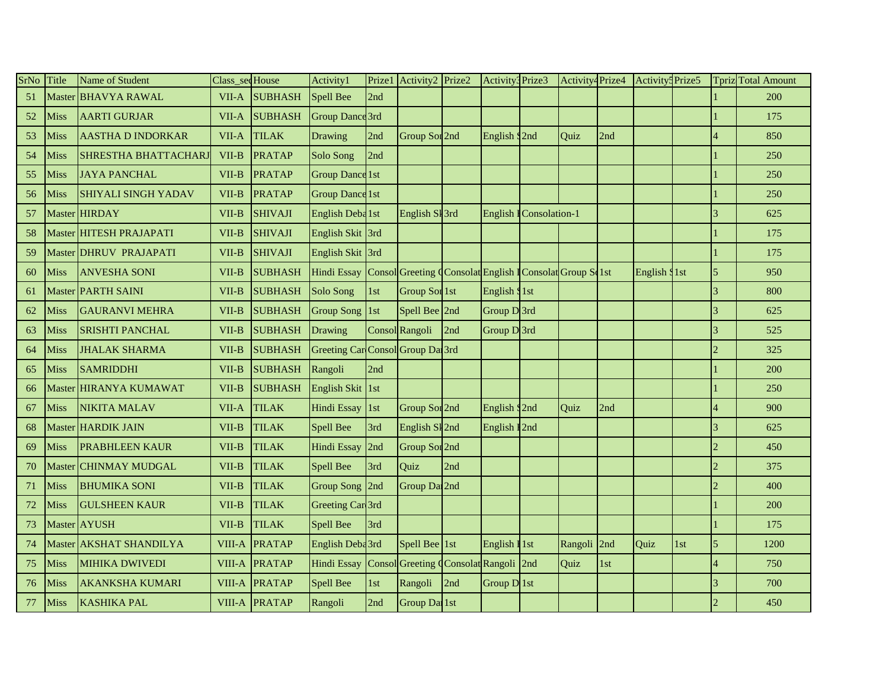| SrNo | Title | Name of Student | Class_sec | House | Activity1 | Prize1 | Activity2 | Prize2 | Activity3 | Prize3 | Activity4 | Prize4 | Activity5 | Prize5 | Tpriz | Total Amount |
|---|---|---|---|---|---|---|---|---|---|---|---|---|---|---|---|---|
| 51 | Master | BHAVYA RAWAL | VII-A | SUBHASH | Spell Bee | 2nd | | | | | | | | | 1 | 200 |
| 52 | Miss | AARTI GURJAR | VII-A | SUBHASH | Group Dance | 3rd | | | | | | | | | 1 | 175 |
| 53 | Miss | AASTHA D INDORKAR | VII-A | TILAK | Drawing | 2nd | Group Son | 2nd | English S | 2nd | Quiz | 2nd | | | 4 | 850 |
| 54 | Miss | SHRESTHA BHATTACHARJ | VII-B | PRATAP | Solo Song | 2nd | | | | | | | | | 1 | 250 |
| 55 | Miss | JAYA PANCHAL | VII-B | PRATAP | Group Dance | 1st | | | | | | | | | 1 | 250 |
| 56 | Miss | SHIYALI SINGH YADAV | VII-B | PRATAP | Group Dance | 1st | | | | | | | | | 1 | 250 |
| 57 | Master | HIRDAY | VII-B | SHIVAJI | English Deba | 1st | English Sk | 3rd | English I | Consolation-1 | | | | | 3 | 625 |
| 58 | Master | HITESH PRAJAPATI | VII-B | SHIVAJI | English Skit | 3rd | | | | | | | | | 1 | 175 |
| 59 | Master | DHRUV PRAJAPATI | VII-B | SHIVAJI | English Skit | 3rd | | | | | | | | | 1 | 175 |
| 60 | Miss | ANVESHA SONI | VII-B | SUBHASH | Hindi Essay | Consol | Greeting C | Consolat | English I | Consolat | Group So | 1st | English S | 1st | 5 | 950 |
| 61 | Master | PARTH SAINI | VII-B | SUBHASH | Solo Song | 1st | Group Son | 1st | English S | 1st | | | | | 3 | 800 |
| 62 | Miss | GAURANVI MEHRA | VII-B | SUBHASH | Group Song | 1st | Spell Bee | 2nd | Group D | 3rd | | | | | 3 | 625 |
| 63 | Miss | SRISHTI PANCHAL | VII-B | SUBHASH | Drawing | Consol | Rangoli | 2nd | Group D | 3rd | | | | | 3 | 525 |
| 64 | Miss | JHALAK SHARMA | VII-B | SUBHASH | Greeting Car | Consol | Group Da | 3rd | | | | | | | 2 | 325 |
| 65 | Miss | SAMRIDDHI | VII-B | SUBHASH | Rangoli | 2nd | | | | | | | | | 1 | 200 |
| 66 | Master | HIRANYA KUMAWAT | VII-B | SUBHASH | English Skit | 1st | | | | | | | | | 1 | 250 |
| 67 | Miss | NIKITA MALAV | VII-A | TILAK | Hindi Essay | 1st | Group Son | 2nd | English S | 2nd | Quiz | 2nd | | | 4 | 900 |
| 68 | Master | HARDIK JAIN | VII-B | TILAK | Spell Bee | 3rd | English Sk | 2nd | English I | 2nd | | | | | 3 | 625 |
| 69 | Miss | PRABHLEEN KAUR | VII-B | TILAK | Hindi Essay | 2nd | Group Son | 2nd | | | | | | | 2 | 450 |
| 70 | Master | CHINMAY MUDGAL | VII-B | TILAK | Spell Bee | 3rd | Quiz | 2nd | | | | | | | 2 | 375 |
| 71 | Miss | BHUMIKA SONI | VII-B | TILAK | Group Song | 2nd | Group Da | 2nd | | | | | | | 2 | 400 |
| 72 | Miss | GULSHEEN KAUR | VII-B | TILAK | Greeting Car | 3rd | | | | | | | | | 1 | 200 |
| 73 | Master | AYUSH | VII-B | TILAK | Spell Bee | 3rd | | | | | | | | | 1 | 175 |
| 74 | Master | AKSHAT SHANDILYA | VIII-A | PRATAP | English Deba | 3rd | Spell Bee | 1st | English I | 1st | Rangoli | 2nd | Quiz | 1st | 5 | 1200 |
| 75 | Miss | MIHIKA DWIVEDI | VIII-A | PRATAP | Hindi Essay | Consol | Greeting C | Consolat | Rangoli | 2nd | Quiz | 1st | | | 4 | 750 |
| 76 | Miss | AKANKSHA KUMARI | VIII-A | PRATAP | Spell Bee | 1st | Rangoli | 2nd | Group D | 1st | | | | | 3 | 700 |
| 77 | Miss | KASHIKA PAL | VIII-A | PRATAP | Rangoli | 2nd | Group Da | 1st | | | | | | | 2 | 450 |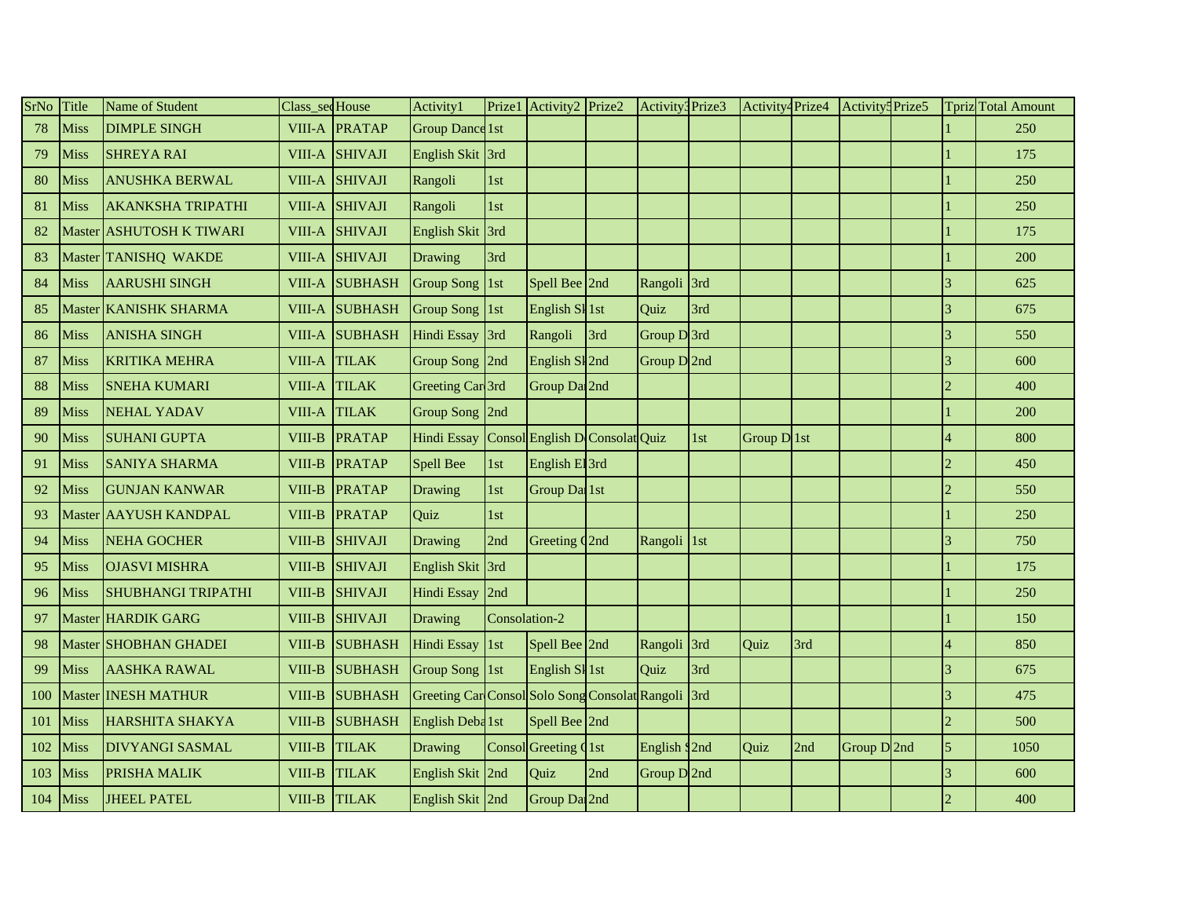| SrNo | Title | Name of Student | Class_sec | House | Activity1 | Prize1 | Activity2 | Prize2 | Activity3 | Prize3 | Activity4 | Prize4 | Activity5 | Prize5 | Tpriz | Total Amount |
|---|---|---|---|---|---|---|---|---|---|---|---|---|---|---|---|---|
| 78 | Miss | DIMPLE SINGH | VIII-A | PRATAP | Group Dance | 1st | | | | | | | | | 1 | 250 |
| 79 | Miss | SHREYA RAI | VIII-A | SHIVAJI | English Skit | 3rd | | | | | | | | | 1 | 175 |
| 80 | Miss | ANUSHKA BERWAL | VIII-A | SHIVAJI | Rangoli | 1st | | | | | | | | | 1 | 250 |
| 81 | Miss | AKANKSHA TRIPATHI | VIII-A | SHIVAJI | Rangoli | 1st | | | | | | | | | 1 | 250 |
| 82 | Master | ASHUTOSH K TIWARI | VIII-A | SHIVAJI | English Skit | 3rd | | | | | | | | | 1 | 175 |
| 83 | Master | TANISHQ WAKDE | VIII-A | SHIVAJI | Drawing | 3rd | | | | | | | | | 1 | 200 |
| 84 | Miss | AARUSHI SINGH | VIII-A | SUBHASH | Group Song | 1st | Spell Bee | 2nd | Rangoli | 3rd | | | | | 3 | 625 |
| 85 | Master | KANISHK SHARMA | VIII-A | SUBHASH | Group Song | 1st | English Sk | 1st | Quiz | 3rd | | | | | 3 | 675 |
| 86 | Miss | ANISHA SINGH | VIII-A | SUBHASH | Hindi Essay | 3rd | Rangoli | 3rd | Group D | 3rd | | | | | 3 | 550 |
| 87 | Miss | KRITIKA MEHRA | VIII-A | TILAK | Group Song | 2nd | English Sk | 2nd | Group D | 2nd | | | | | 3 | 600 |
| 88 | Miss | SNEHA KUMARI | VIII-A | TILAK | Greeting Car | 3rd | Group Da | 2nd | | | | | | | 2 | 400 |
| 89 | Miss | NEHAL YADAV | VIII-A | TILAK | Group Song | 2nd | | | | | | | | | 1 | 200 |
| 90 | Miss | SUHANI GUPTA | VIII-B | PRATAP | Hindi Essay | Consol | English D | Consolat | Quiz | 1st | Group D | 1st | | | 4 | 800 |
| 91 | Miss | SANIYA SHARMA | VIII-B | PRATAP | Spell Bee | 1st | English El | 3rd | | | | | | | 2 | 450 |
| 92 | Miss | GUNJAN KANWAR | VIII-B | PRATAP | Drawing | 1st | Group Da | 1st | | | | | | | 2 | 550 |
| 93 | Master | AAYUSH KANDPAL | VIII-B | PRATAP | Quiz | 1st | | | | | | | | | 1 | 250 |
| 94 | Miss | NEHA GOCHER | VIII-B | SHIVAJI | Drawing | 2nd | Greeting C | 2nd | Rangoli | 1st | | | | | 3 | 750 |
| 95 | Miss | OJASVI MISHRA | VIII-B | SHIVAJI | English Skit | 3rd | | | | | | | | | 1 | 175 |
| 96 | Miss | SHUBHANGI TRIPATHI | VIII-B | SHIVAJI | Hindi Essay | 2nd | | | | | | | | | 1 | 250 |
| 97 | Master | HARDIK GARG | VIII-B | SHIVAJI | Drawing | Consolation-2 | | | | | | | | | 1 | 150 |
| 98 | Master | SHOBHAN GHADEI | VIII-B | SUBHASH | Hindi Essay | 1st | Spell Bee | 2nd | Rangoli | 3rd | Quiz | 3rd | | | 4 | 850 |
| 99 | Miss | AASHKA RAWAL | VIII-B | SUBHASH | Group Song | 1st | English Sk | 1st | Quiz | 3rd | | | | | 3 | 675 |
| 100 | Master | INESH MATHUR | VIII-B | SUBHASH | Greeting Car | Consol | Solo Song | Consolat | Rangoli | 3rd | | | | | 3 | 475 |
| 101 | Miss | HARSHITA SHAKYA | VIII-B | SUBHASH | English Deba | 1st | Spell Bee | 2nd | | | | | | | 2 | 500 |
| 102 | Miss | DIVYANGI SASMAL | VIII-B | TILAK | Drawing | Consol | Greeting C | 1st | English S | 2nd | Quiz | 2nd | Group D | 2nd | 5 | 1050 |
| 103 | Miss | PRISHA MALIK | VIII-B | TILAK | English Skit | 2nd | Quiz | 2nd | Group D | 2nd | | | | | 3 | 600 |
| 104 | Miss | JHEEL PATEL | VIII-B | TILAK | English Skit | 2nd | Group Da | 2nd | | | | | | | 2 | 400 |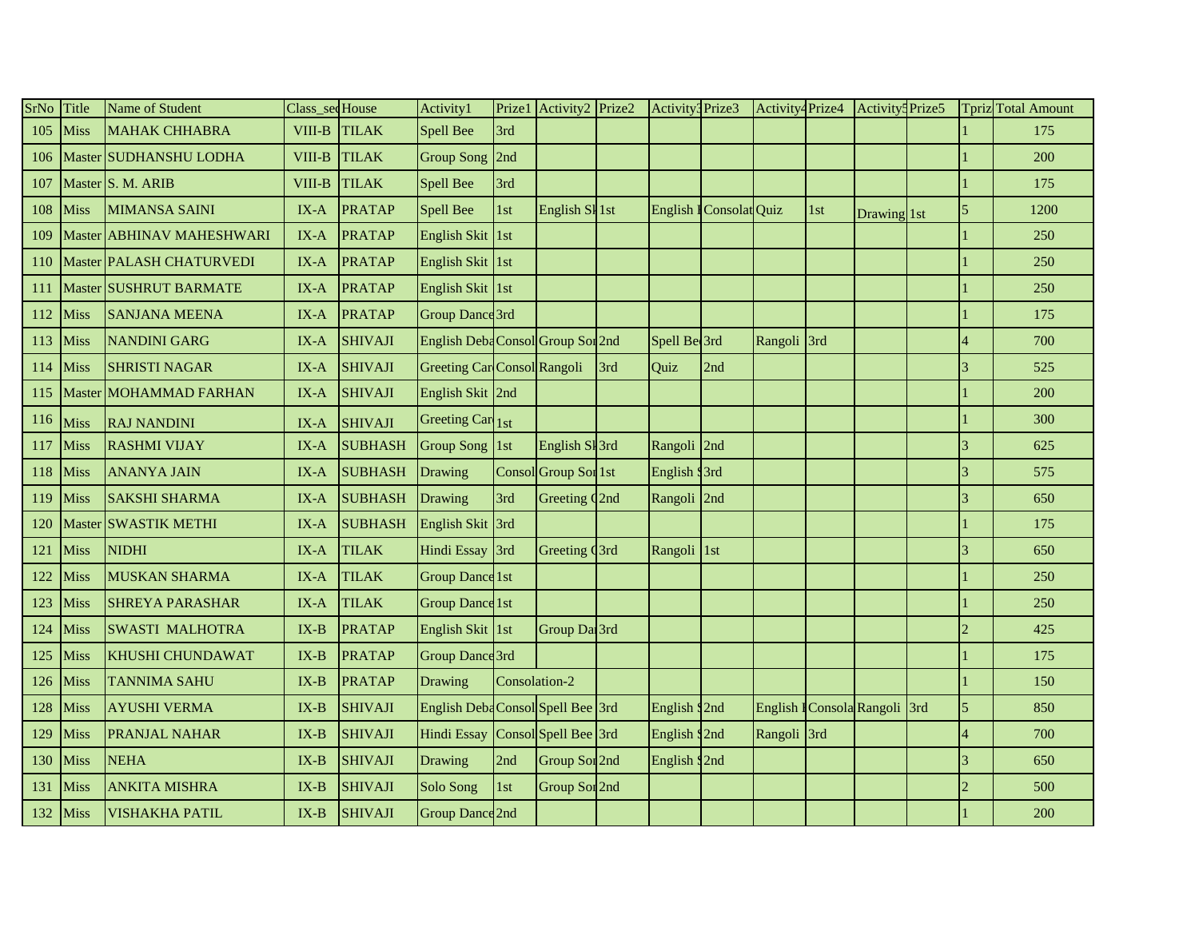| SrNo | Title | Name of Student | Class_sec | House | Activity1 | Prize1 | Activity2 | Prize2 | Activity3 | Prize3 | Activity4 | Prize4 | Activity5 | Prize5 | Tpriz | Total Amount |
|---|---|---|---|---|---|---|---|---|---|---|---|---|---|---|---|---|
| 105 | Miss | MAHAK CHHABRA | VIII-B | TILAK | Spell Bee | 3rd | | | | | | | | | 1 | 175 |
| 106 | Master | SUDHANSHU LODHA | VIII-B | TILAK | Group Song | 2nd | | | | | | | | | 1 | 200 |
| 107 | Master | S. M. ARIB | VIII-B | TILAK | Spell Bee | 3rd | | | | | | | | | 1 | 175 |
| 108 | Miss | MIMANSA SAINI | IX-A | PRATAP | Spell Bee | 1st | English Sk | 1st | English I | Consolat | Quiz | 1st | Drawing | 1st | 5 | 1200 |
| 109 | Master | ABHINAV MAHESHWARI | IX-A | PRATAP | English Skit | 1st | | | | | | | | | 1 | 250 |
| 110 | Master | PALASH CHATURVEDI | IX-A | PRATAP | English Skit | 1st | | | | | | | | | 1 | 250 |
| 111 | Master | SUSHRUT BARMATE | IX-A | PRATAP | English Skit | 1st | | | | | | | | | 1 | 250 |
| 112 | Miss | SANJANA MEENA | IX-A | PRATAP | Group Dance | 3rd | | | | | | | | | 1 | 175 |
| 113 | Miss | NANDINI GARG | IX-A | SHIVAJI | English Deba | Consol | Group Son | 2nd | Spell Bee | 3rd | Rangoli | 3rd | | | 4 | 700 |
| 114 | Miss | SHRISTI NAGAR | IX-A | SHIVAJI | Greeting Car | Consol | Rangoli | 3rd | Quiz | 2nd | | | | | 3 | 525 |
| 115 | Master | MOHAMMAD FARHAN | IX-A | SHIVAJI | English Skit | 2nd | | | | | | | | | 1 | 200 |
| 116 | Miss | RAJ NANDINI | IX-A | SHIVAJI | Greeting Car | 1st | | | | | | | | | 1 | 300 |
| 117 | Miss | RASHMI VIJAY | IX-A | SUBHASH | Group Song | 1st | English Sk | 3rd | Rangoli | 2nd | | | | | 3 | 625 |
| 118 | Miss | ANANYA JAIN | IX-A | SUBHASH | Drawing | Consol | Group Son | 1st | English S | 3rd | | | | | 3 | 575 |
| 119 | Miss | SAKSHI SHARMA | IX-A | SUBHASH | Drawing | 3rd | Greeting C | 2nd | Rangoli | 2nd | | | | | 3 | 650 |
| 120 | Master | SWASTIK METHI | IX-A | SUBHASH | English Skit | 3rd | | | | | | | | | 1 | 175 |
| 121 | Miss | NIDHI | IX-A | TILAK | Hindi Essay | 3rd | Greeting C | 3rd | Rangoli | 1st | | | | | 3 | 650 |
| 122 | Miss | MUSKAN SHARMA | IX-A | TILAK | Group Dance | 1st | | | | | | | | | 1 | 250 |
| 123 | Miss | SHREYA PARASHAR | IX-A | TILAK | Group Dance | 1st | | | | | | | | | 1 | 250 |
| 124 | Miss | SWASTI MALHOTRA | IX-B | PRATAP | English Skit | 1st | Group Da | 3rd | | | | | | | 2 | 425 |
| 125 | Miss | KHUSHI CHUNDAWAT | IX-B | PRATAP | Group Dance | 3rd | | | | | | | | | 1 | 175 |
| 126 | Miss | TANNIMA SAHU | IX-B | PRATAP | Drawing | Consolation-2 | | | | | | | | | 1 | 150 |
| 128 | Miss | AYUSHI VERMA | IX-B | SHIVAJI | English Deba | Consol | Spell Bee | 3rd | English S | 2nd | English I | Consola | Rangoli | 3rd | 5 | 850 |
| 129 | Miss | PRANJAL NAHAR | IX-B | SHIVAJI | Hindi Essay | Consol | Spell Bee | 3rd | English S | 2nd | Rangoli | 3rd | | | 4 | 700 |
| 130 | Miss | NEHA | IX-B | SHIVAJI | Drawing | 2nd | Group Son | 2nd | English S | 2nd | | | | | 3 | 650 |
| 131 | Miss | ANKITA MISHRA | IX-B | SHIVAJI | Solo Song | 1st | Group Son | 2nd | | | | | | | 2 | 500 |
| 132 | Miss | VISHAKHA PATIL | IX-B | SHIVAJI | Group Dance | 2nd | | | | | | | | | 1 | 200 |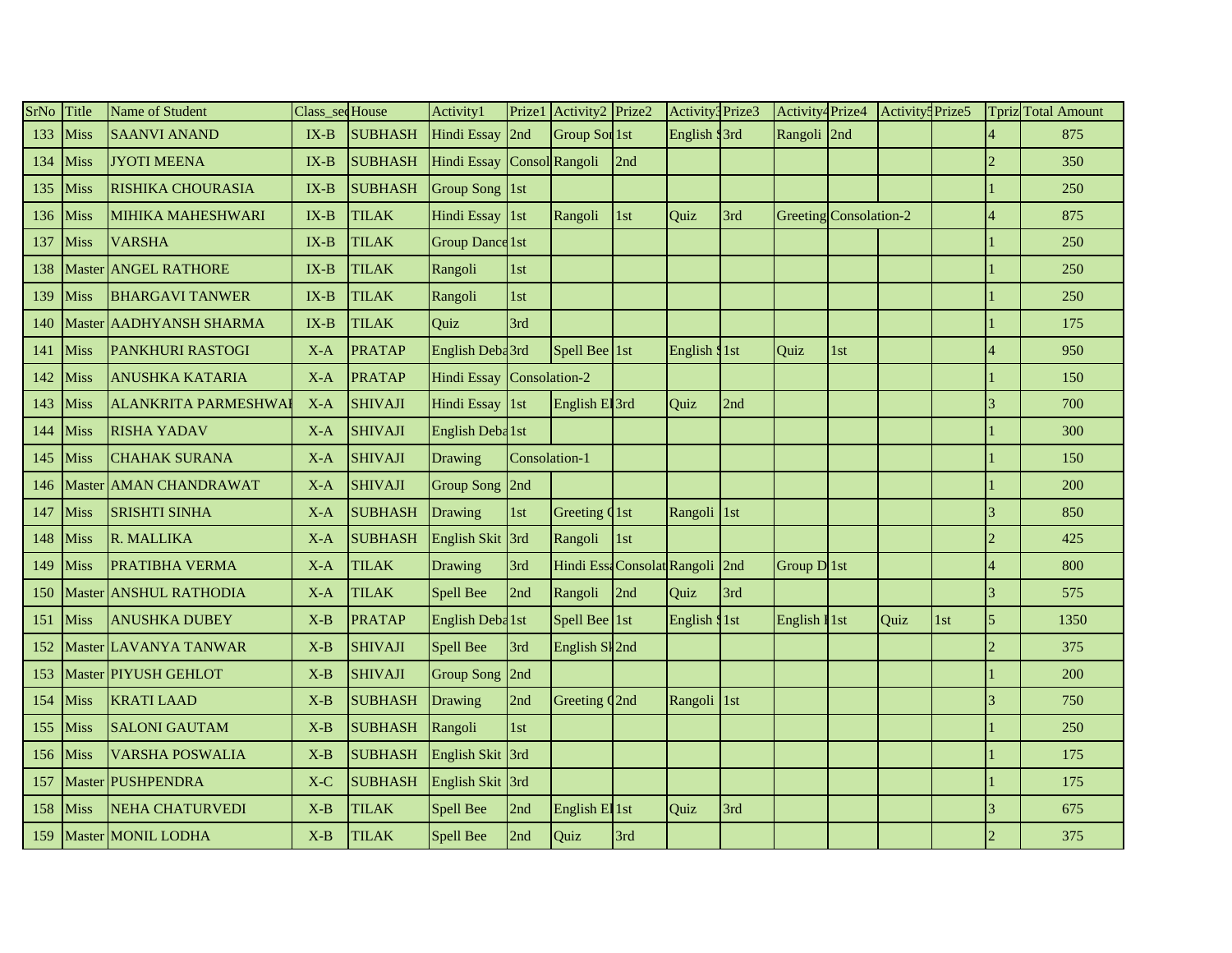| SrNo | Title | Name of Student | Class_sec | House | Activity1 | Prize1 | Activity2 | Prize2 | Activity3 | Prize3 | Activity4 | Prize4 | Activity5 | Prize5 | Tpriz | Total Amount |
|---|---|---|---|---|---|---|---|---|---|---|---|---|---|---|---|---|
| 133 | Miss | SAANVI ANAND | IX-B | SUBHASH | Hindi Essay | 2nd | Group Son | 1st | English S | 3rd | Rangoli | 2nd | | | 4 | 875 |
| 134 | Miss | JYOTI MEENA | IX-B | SUBHASH | Hindi Essay | Consol | Rangoli | 2nd | | | | | | | 2 | 350 |
| 135 | Miss | RISHIKA CHOURASIA | IX-B | SUBHASH | Group Song | 1st | | | | | | | | | 1 | 250 |
| 136 | Miss | MIHIKA MAHESHWARI | IX-B | TILAK | Hindi Essay | 1st | Rangoli | 1st | Quiz | 3rd | Greeting | Consolation-2 | | | 4 | 875 |
| 137 | Miss | VARSHA | IX-B | TILAK | Group Dance | 1st | | | | | | | | | 1 | 250 |
| 138 | Master | ANGEL RATHORE | IX-B | TILAK | Rangoli | 1st | | | | | | | | | 1 | 250 |
| 139 | Miss | BHARGAVI TANWER | IX-B | TILAK | Rangoli | 1st | | | | | | | | | 1 | 250 |
| 140 | Master | AADHYANSH SHARMA | IX-B | TILAK | Quiz | 3rd | | | | | | | | | 1 | 175 |
| 141 | Miss | PANKHURI RASTOGI | X-A | PRATAP | English Deba | 3rd | Spell Bee | 1st | English S | 1st | Quiz | 1st | | | 4 | 950 |
| 142 | Miss | ANUSHKA KATARIA | X-A | PRATAP | Hindi Essay | Consolation-2 | | | | | | | | | 1 | 150 |
| 143 | Miss | ALANKRITA PARMESHWAI | X-A | SHIVAJI | Hindi Essay | 1st | English El | 3rd | Quiz | 2nd | | | | | 3 | 700 |
| 144 | Miss | RISHA YADAV | X-A | SHIVAJI | English Deba | 1st | | | | | | | | | 1 | 300 |
| 145 | Miss | CHAHAK SURANA | X-A | SHIVAJI | Drawing | Consolation-1 | | | | | | | | | 1 | 150 |
| 146 | Master | AMAN CHANDRAWAT | X-A | SHIVAJI | Group Song | 2nd | | | | | | | | | 1 | 200 |
| 147 | Miss | SRISHTI SINHA | X-A | SUBHASH | Drawing | 1st | Greeting C | 1st | Rangoli | 1st | | | | | 3 | 850 |
| 148 | Miss | R. MALLIKA | X-A | SUBHASH | English Skit | 3rd | Rangoli | 1st | | | | | | | 2 | 425 |
| 149 | Miss | PRATIBHA VERMA | X-A | TILAK | Drawing | 3rd | Hindi Essa | Consolat | Rangoli | 2nd | Group D | 1st | | | 4 | 800 |
| 150 | Master | ANSHUL RATHODIA | X-A | TILAK | Spell Bee | 2nd | Rangoli | 2nd | Quiz | 3rd | | | | | 3 | 575 |
| 151 | Miss | ANUSHKA DUBEY | X-B | PRATAP | English Deba | 1st | Spell Bee | 1st | English S | 1st | English E | 1st | Quiz | 1st | 5 | 1350 |
| 152 | Master | LAVANYA TANWAR | X-B | SHIVAJI | Spell Bee | 3rd | English Sl | 2nd | | | | | | | 2 | 375 |
| 153 | Master | PIYUSH GEHLOT | X-B | SHIVAJI | Group Song | 2nd | | | | | | | | | 1 | 200 |
| 154 | Miss | KRATI LAAD | X-B | SUBHASH | Drawing | 2nd | Greeting C | 2nd | Rangoli | 1st | | | | | 3 | 750 |
| 155 | Miss | SALONI GAUTAM | X-B | SUBHASH | Rangoli | 1st | | | | | | | | | 1 | 250 |
| 156 | Miss | VARSHA POSWALIA | X-B | SUBHASH | English Skit | 3rd | | | | | | | | | 1 | 175 |
| 157 | Master | PUSHPENDRA | X-C | SUBHASH | English Skit | 3rd | | | | | | | | | 1 | 175 |
| 158 | Miss | NEHA CHATURVEDI | X-B | TILAK | Spell Bee | 2nd | English El | 1st | Quiz | 3rd | | | | | 3 | 675 |
| 159 | Master | MONIL LODHA | X-B | TILAK | Spell Bee | 2nd | Quiz | 3rd | | | | | | | 2 | 375 |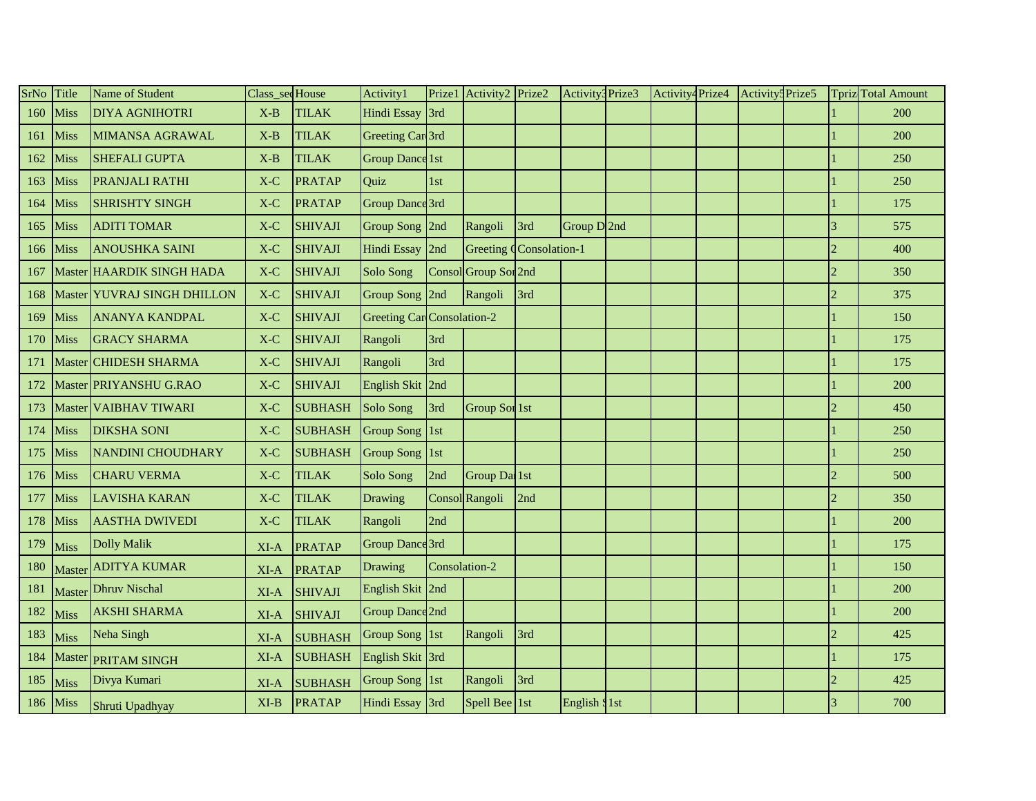| SrNo | Title | Name of Student | Class_sec | House | Activity1 | Prize1 | Activity2 | Prize2 | Activity3 | Prize3 | Activity4 | Prize4 | Activity5 | Prize5 | Tpriz | Total Amount |
|---|---|---|---|---|---|---|---|---|---|---|---|---|---|---|---|---|
| 160 | Miss | DIYA AGNIHOTRI | X-B | TILAK | Hindi Essay | 3rd | | | | | | | | | 1 | 200 |
| 161 | Miss | MIMANSA AGRAWAL | X-B | TILAK | Greeting Car | 3rd | | | | | | | | | 1 | 200 |
| 162 | Miss | SHEFALI GUPTA | X-B | TILAK | Group Dance | 1st | | | | | | | | | 1 | 250 |
| 163 | Miss | PRANJALI RATHI | X-C | PRATAP | Quiz | 1st | | | | | | | | | 1 | 250 |
| 164 | Miss | SHRISHTY SINGH | X-C | PRATAP | Group Dance | 3rd | | | | | | | | | 1 | 175 |
| 165 | Miss | ADITI TOMAR | X-C | SHIVAJI | Group Song | 2nd | Rangoli | 3rd | Group D | 2nd | | | | | 3 | 575 |
| 166 | Miss | ANOUSHKA SAINI | X-C | SHIVAJI | Hindi Essay | 2nd | Greeting C | Consolation-1 | | | | | | | 2 | 400 |
| 167 | Master | HAARDIK SINGH HADA | X-C | SHIVAJI | Solo Song | Consol | Group Son | 2nd | | | | | | | 2 | 350 |
| 168 | Master | YUVRAJ SINGH DHILLON | X-C | SHIVAJI | Group Song | 2nd | Rangoli | 3rd | | | | | | | 2 | 375 |
| 169 | Miss | ANANYA KANDPAL | X-C | SHIVAJI | Greeting Car | Consolation-2 | | | | | | | | | 1 | 150 |
| 170 | Miss | GRACY SHARMA | X-C | SHIVAJI | Rangoli | 3rd | | | | | | | | | 1 | 175 |
| 171 | Master | CHIDESH SHARMA | X-C | SHIVAJI | Rangoli | 3rd | | | | | | | | | 1 | 175 |
| 172 | Master | PRIYANSHU G.RAO | X-C | SHIVAJI | English Skit | 2nd | | | | | | | | | 1 | 200 |
| 173 | Master | VAIBHAV TIWARI | X-C | SUBHASH | Solo Song | 3rd | Group Son | 1st | | | | | | | 2 | 450 |
| 174 | Miss | DIKSHA SONI | X-C | SUBHASH | Group Song | 1st | | | | | | | | | 1 | 250 |
| 175 | Miss | NANDINI CHOUDHARY | X-C | SUBHASH | Group Song | 1st | | | | | | | | | 1 | 250 |
| 176 | Miss | CHARU VERMA | X-C | TILAK | Solo Song | 2nd | Group Dan | 1st | | | | | | | 2 | 500 |
| 177 | Miss | LAVISHA KARAN | X-C | TILAK | Drawing | Consol | Rangoli | 2nd | | | | | | | 2 | 350 |
| 178 | Miss | AASTHA DWIVEDI | X-C | TILAK | Rangoli | 2nd | | | | | | | | | 1 | 200 |
| 179 | Miss | Dolly Malik | XI-A | PRATAP | Group Dance | 3rd | | | | | | | | | 1 | 175 |
| 180 | Master | ADITYA KUMAR | XI-A | PRATAP | Drawing | Consolation-2 | | | | | | | | | 1 | 150 |
| 181 | Master | Dhruv Nischal | XI-A | SHIVAJI | English Skit | 2nd | | | | | | | | | 1 | 200 |
| 182 | Miss | AKSHI SHARMA | XI-A | SHIVAJI | Group Dance | 2nd | | | | | | | | | 1 | 200 |
| 183 | Miss | Neha Singh | XI-A | SUBHASH | Group Song | 1st | Rangoli | 3rd | | | | | | | 2 | 425 |
| 184 | Master | PRITAM SINGH | XI-A | SUBHASH | English Skit | 3rd | | | | | | | | | 1 | 175 |
| 185 | Miss | Divya Kumari | XI-A | SUBHASH | Group Song | 1st | Rangoli | 3rd | | | | | | | 2 | 425 |
| 186 | Miss | Shruti Upadhyay | XI-B | PRATAP | Hindi Essay | 3rd | Spell Bee | 1st | English S | 1st | | | | | 3 | 700 |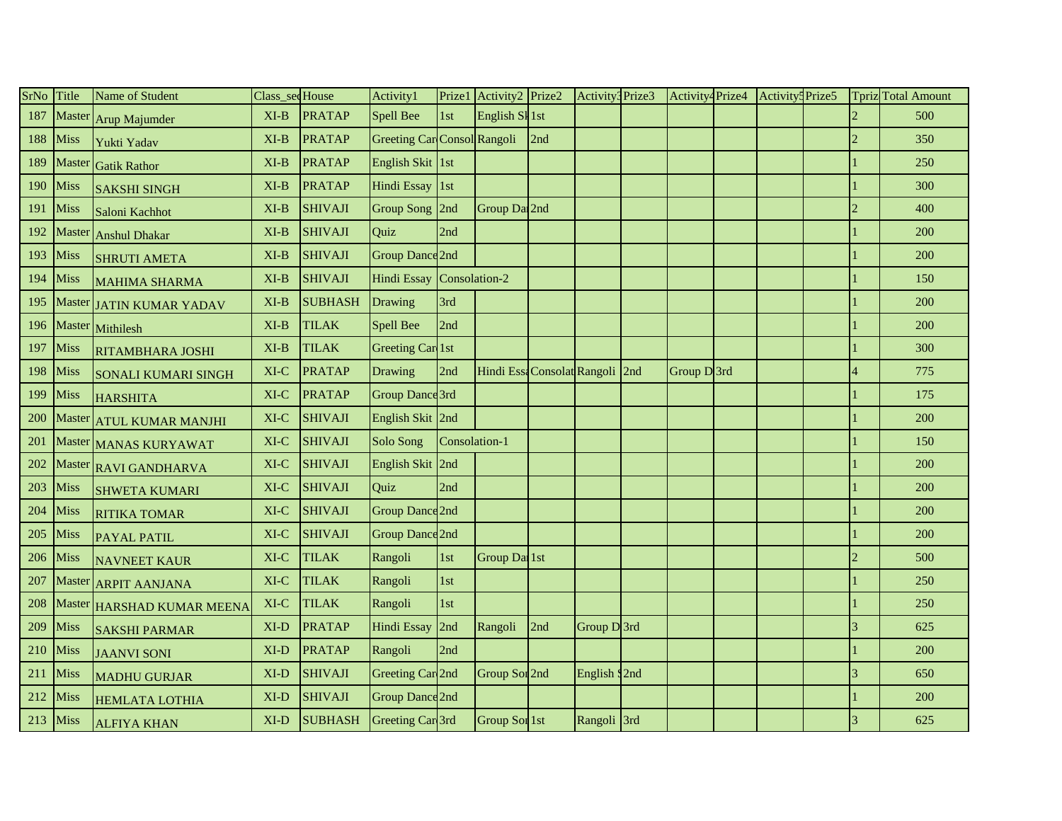| SrNo | Title | Name of Student | Class_sec | House | Activity1 | Prize1 | Activity2 | Prize2 | Activity3 | Prize3 | Activity4 | Prize4 | Activity5 | Prize5 | Tpriz | Total Amount |
|---|---|---|---|---|---|---|---|---|---|---|---|---|---|---|---|---|
| 187 | Master | Arup Majumder | XI-B | PRATAP | Spell Bee | 1st | English Sk | 1st | | | | | | | 2 | 500 |
| 188 | Miss | Yukti Yadav | XI-B | PRATAP | Greeting Car | Consol | Rangoli | 2nd | | | | | | | 2 | 350 |
| 189 | Master | Gatik Rathor | XI-B | PRATAP | English Skit | 1st | | | | | | | | | 1 | 250 |
| 190 | Miss | SAKSHI SINGH | XI-B | PRATAP | Hindi Essay | 1st | | | | | | | | | 1 | 300 |
| 191 | Miss | Saloni Kachhot | XI-B | SHIVAJI | Group Song | 2nd | Group Da | 2nd | | | | | | | 2 | 400 |
| 192 | Master | Anshul Dhakar | XI-B | SHIVAJI | Quiz | 2nd | | | | | | | | | 1 | 200 |
| 193 | Miss | SHRUTI AMETA | XI-B | SHIVAJI | Group Dance | 2nd | | | | | | | | | 1 | 200 |
| 194 | Miss | MAHIMA SHARMA | XI-B | SHIVAJI | Hindi Essay | Consolation-2 | | | | | | | | | 1 | 150 |
| 195 | Master | JATIN KUMAR YADAV | XI-B | SUBHASH | Drawing | 3rd | | | | | | | | | 1 | 200 |
| 196 | Master | Mithilesh | XI-B | TILAK | Spell Bee | 2nd | | | | | | | | | 1 | 200 |
| 197 | Miss | RITAMBHARA JOSHI | XI-B | TILAK | Greeting Car | 1st | | | | | | | | | 1 | 300 |
| 198 | Miss | SONALI KUMARI SINGH | XI-C | PRATAP | Drawing | 2nd | Hindi Ess | Consolat | Rangoli | 2nd | Group D | 3rd | | | 4 | 775 |
| 199 | Miss | HARSHITA | XI-C | PRATAP | Group Dance | 3rd | | | | | | | | | 1 | 175 |
| 200 | Master | ATUL KUMAR MANJHI | XI-C | SHIVAJI | English Skit | 2nd | | | | | | | | | 1 | 200 |
| 201 | Master | MANAS KURYAWAT | XI-C | SHIVAJI | Solo Song | Consolation-1 | | | | | | | | | 1 | 150 |
| 202 | Master | RAVI GANDHARVA | XI-C | SHIVAJI | English Skit | 2nd | | | | | | | | | 1 | 200 |
| 203 | Miss | SHWETA KUMARI | XI-C | SHIVAJI | Quiz | 2nd | | | | | | | | | 1 | 200 |
| 204 | Miss | RITIKA TOMAR | XI-C | SHIVAJI | Group Dance | 2nd | | | | | | | | | 1 | 200 |
| 205 | Miss | PAYAL PATIL | XI-C | SHIVAJI | Group Dance | 2nd | | | | | | | | | 1 | 200 |
| 206 | Miss | NAVNEET KAUR | XI-C | TILAK | Rangoli | 1st | Group Da | 1st | | | | | | | 2 | 500 |
| 207 | Master | ARPIT AANJANA | XI-C | TILAK | Rangoli | 1st | | | | | | | | | 1 | 250 |
| 208 | Master | HARSHAD KUMAR MEENA | XI-C | TILAK | Rangoli | 1st | | | | | | | | | 1 | 250 |
| 209 | Miss | SAKSHI PARMAR | XI-D | PRATAP | Hindi Essay | 2nd | Rangoli | 2nd | Group D | 3rd | | | | | 3 | 625 |
| 210 | Miss | JAANVI SONI | XI-D | PRATAP | Rangoli | 2nd | | | | | | | | | 1 | 200 |
| 211 | Miss | MADHU GURJAR | XI-D | SHIVAJI | Greeting Car | 2nd | Group Son | 2nd | English S | 2nd | | | | | 3 | 650 |
| 212 | Miss | HEMLATA LOTHIA | XI-D | SHIVAJI | Group Dance | 2nd | | | | | | | | | 1 | 200 |
| 213 | Miss | ALFIYA KHAN | XI-D | SUBHASH | Greeting Car | 3rd | Group Son | 1st | Rangoli | 3rd | | | | | 3 | 625 |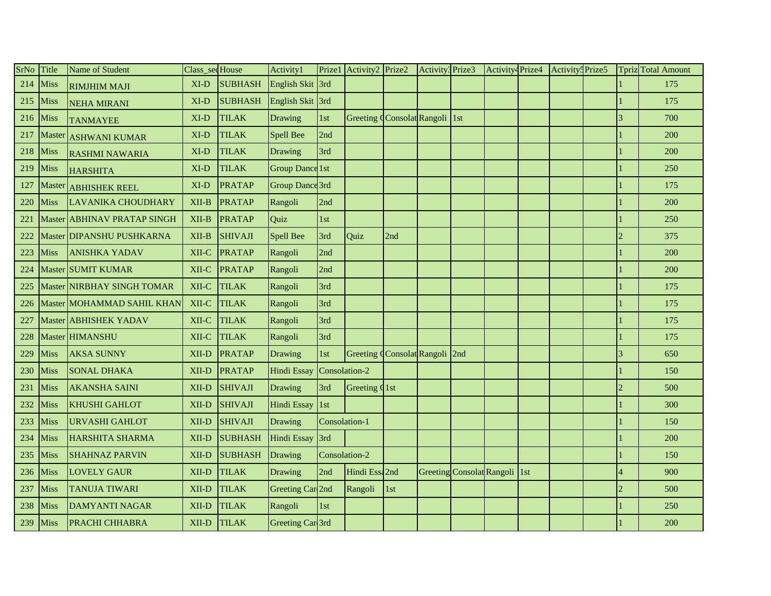| SrNo | Title | Name of Student | Class_sec | House | Activity1 | Prize1 | Activity2 | Prize2 | Activity3 | Prize3 | Activity4 | Prize4 | Activity5 | Prize5 | Tpriz | Total Amount |
|---|---|---|---|---|---|---|---|---|---|---|---|---|---|---|---|---|
| 214 | Miss | RIMJHIM MAJI | XI-D | SUBHASH | English Skit | 3rd | | | | | | | | | 1 | 175 |
| 215 | Miss | NEHA MIRANI | XI-D | SUBHASH | English Skit | 3rd | | | | | | | | | 1 | 175 |
| 216 | Miss | TANMAYEE | XI-D | TILAK | Drawing | 1st | Greeting C | Consolat | Rangoli | 1st | | | | | 3 | 700 |
| 217 | Master | ASHWANI KUMAR | XI-D | TILAK | Spell Bee | 2nd | | | | | | | | | 1 | 200 |
| 218 | Miss | RASHMI NAWARIA | XI-D | TILAK | Drawing | 3rd | | | | | | | | | 1 | 200 |
| 219 | Miss | HARSHITA | XI-D | TILAK | Group Dance | 1st | | | | | | | | | 1 | 250 |
| 127 | Master | ABHISHEK REEL | XI-D | PRATAP | Group Dance | 3rd | | | | | | | | | 1 | 175 |
| 220 | Miss | LAVANIKA CHOUDHARY | XII-B | PRATAP | Rangoli | 2nd | | | | | | | | | 1 | 200 |
| 221 | Master | ABHINAV PRATAP SINGH | XII-B | PRATAP | Quiz | 1st | | | | | | | | | 1 | 250 |
| 222 | Master | DIPANSHU PUSHKARNA | XII-B | SHIVAJI | Spell Bee | 3rd | Quiz | 2nd | | | | | | | 2 | 375 |
| 223 | Miss | ANISHKA YADAV | XII-C | PRATAP | Rangoli | 2nd | | | | | | | | | 1 | 200 |
| 224 | Master | SUMIT KUMAR | XII-C | PRATAP | Rangoli | 2nd | | | | | | | | | 1 | 200 |
| 225 | Master | NIRBHAY SINGH TOMAR | XII-C | TILAK | Rangoli | 3rd | | | | | | | | | 1 | 175 |
| 226 | Master | MOHAMMAD SAHIL KHAN | XII-C | TILAK | Rangoli | 3rd | | | | | | | | | 1 | 175 |
| 227 | Master | ABHISHEK YADAV | XII-C | TILAK | Rangoli | 3rd | | | | | | | | | 1 | 175 |
| 228 | Master | HIMANSHU | XII-C | TILAK | Rangoli | 3rd | | | | | | | | | 1 | 175 |
| 229 | Miss | AKSA SUNNY | XII-D | PRATAP | Drawing | 1st | Greeting C | Consolat | Rangoli | 2nd | | | | | 3 | 650 |
| 230 | Miss | SONAL DHAKA | XII-D | PRATAP | Hindi Essay | Consolation-2 | | | | | | | | | 1 | 150 |
| 231 | Miss | AKANSHA SAINI | XII-D | SHIVAJI | Drawing | 3rd | Greeting C | 1st | | | | | | | 2 | 500 |
| 232 | Miss | KHUSHI GAHLOT | XII-D | SHIVAJI | Hindi Essay | 1st | | | | | | | | | 1 | 300 |
| 233 | Miss | URVASHI GAHLOT | XII-D | SHIVAJI | Drawing | Consolation-1 | | | | | | | | | 1 | 150 |
| 234 | Miss | HARSHITA SHARMA | XII-D | SUBHASH | Hindi Essay | 3rd | | | | | | | | | 1 | 200 |
| 235 | Miss | SHAHNAZ PARVIN | XII-D | SUBHASH | Drawing | Consolation-2 | | | | | | | | | 1 | 150 |
| 236 | Miss | LOVELY GAUR | XII-D | TILAK | Drawing | 2nd | Hindi Essa | 2nd | Greeting | Consolat | Rangoli | 1st | | | 4 | 900 |
| 237 | Miss | TANUJA TIWARI | XII-D | TILAK | Greeting Car | 2nd | Rangoli | 1st | | | | | | | 2 | 500 |
| 238 | Miss | DAMYANTI NAGAR | XII-D | TILAK | Rangoli | 1st | | | | | | | | | 1 | 250 |
| 239 | Miss | PRACHI CHHABRA | XII-D | TILAK | Greeting Car | 3rd | | | | | | | | | 1 | 200 |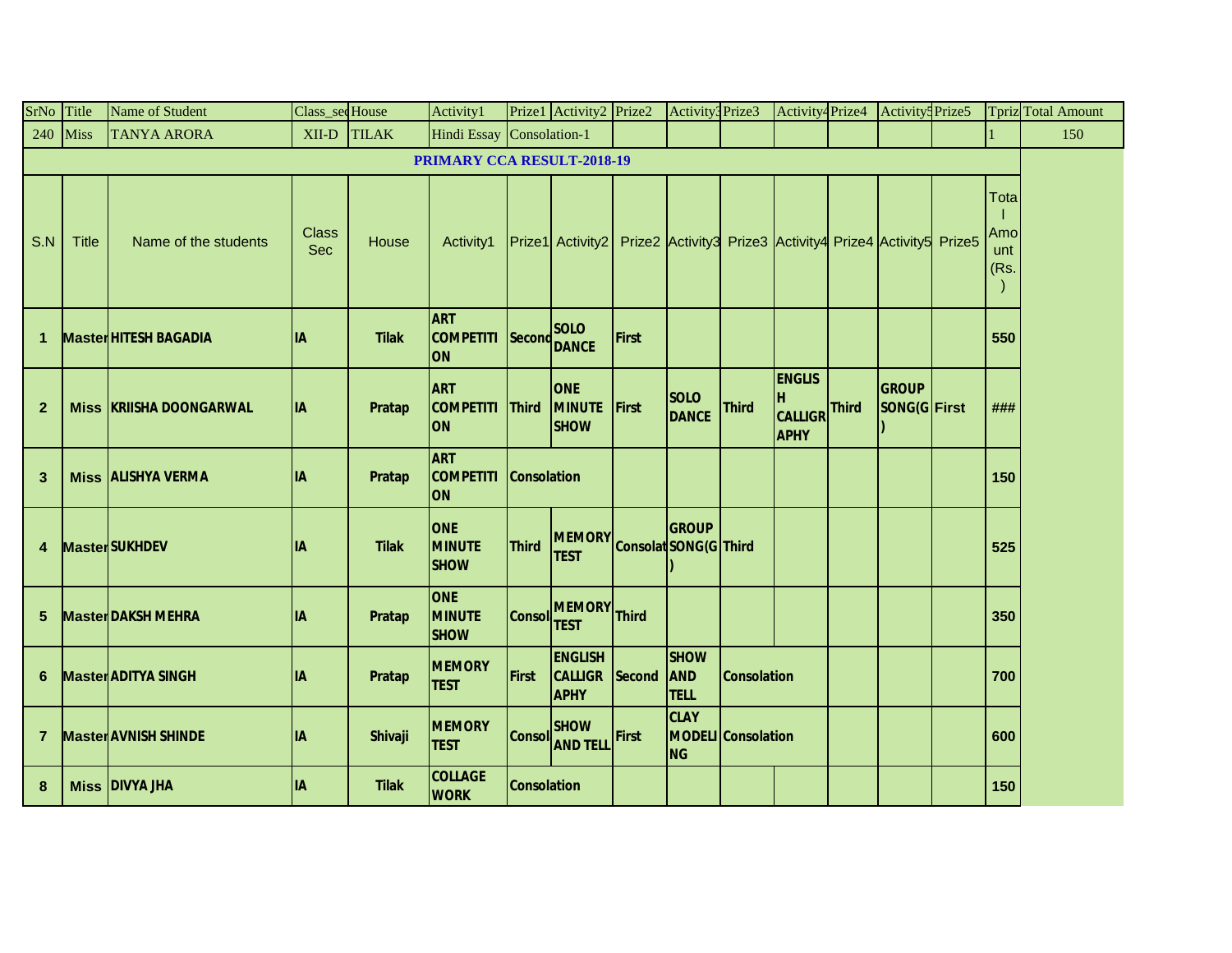| SrNo | Title | Name of Student | Class_sec | House | Activity1 | Prize1 | Activity2 | Prize2 | Activity3 | Prize3 | Activity4 | Prize4 | Activity5 | Prize5 | Tpriz | Total Amount |
|---|---|---|---|---|---|---|---|---|---|---|---|---|---|---|---|---|
| 240 | Miss | TANYA ARORA | XII-D | TILAK | Hindi Essay | Consolation-1 | | | | | | | | | 1 | 150 |

## PRIMARY CCA RESULT-2018-19

| S.N | Title | Name of the students | Class Sec | House | Activity1 | Prize1 | Activity2 | Prize2 | Activity3 | Prize3 | Activity4 | Prize4 | Activity5 | Prize5 | Total Amount (Rs.) |
|---|---|---|---|---|---|---|---|---|---|---|---|---|---|---|---|
| 1 | Master | HITESH BAGADIA | IA | Tilak | ART COMPETITION | Second | SOLO DANCE | First | | | | | | | 550 |
| 2 | Miss | KRIISHA DOONGARWAL | IA | Pratap | ART COMPETITION | Third | ONE MINUTE SHOW | First | SOLO DANCE | Third | ENGLISH CALLIGRAPHY | Third | GROUP SONG(G) | First | ### |
| 3 | Miss | ALISHYA VERMA | IA | Pratap | ART COMPETITION | Consolation | | | | | | | | | 150 |
| 4 | Master | SUKHDEV | IA | Tilak | ONE MINUTE SHOW | Third | MEMORY TEST | Consolat | GROUP SONG(G) | Third | | | | | 525 |
| 5 | Master | DAKSH MEHRA | IA | Pratap | ONE MINUTE SHOW | Consol | MEMORY TEST | Third | | | | | | | 350 |
| 6 | Master | ADITYA SINGH | IA | Pratap | MEMORY TEST | First | ENGLISH CALLIGRAPHY | Second | SHOW AND TELL | Consolation | | | | | 700 |
| 7 | Master | AVNISH SHINDE | IA | Shivaji | MEMORY TEST | Consol | SHOW AND TELL | First | CLAY MODELING | Consolation | | | | | 600 |
| 8 | Miss | DIVYA JHA | IA | Tilak | COLLAGE WORK | Consolation | | | | | | | | | 150 |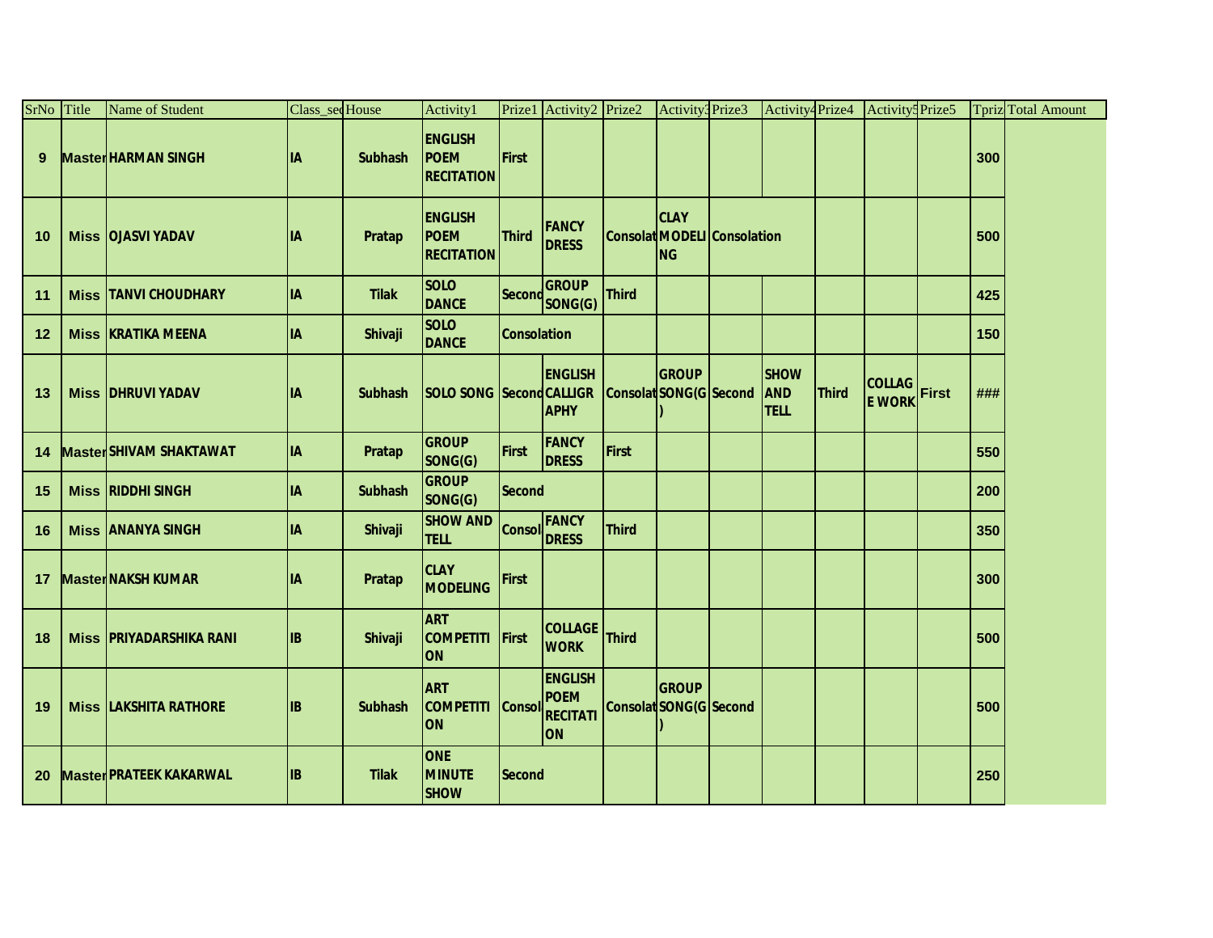| SrNo | Title | Name of Student | Class_sec | House | Activity1 | Prize1 | Activity2 | Prize2 | Activity3 | Prize3 | Activity4 | Prize4 | Activity5 | Prize5 | Tpriz | Total Amount |
|---|---|---|---|---|---|---|---|---|---|---|---|---|---|---|---|---|
| 9 | Master | HARMAN SINGH | IA | Subhash | ENGLISH POEM RECITATION | First | | | | | | | | | 300 | |
| 10 | Miss | OJASVI YADAV | IA | Pratap | ENGLISH POEM RECITATION | Third | FANCY DRESS | Consolat | CLAY MODELING | Consolation | | | | | 500 | |
| 11 | Miss | TANVI CHOUDHARY | IA | Tilak | SOLO DANCE | Second | GROUP SONG(G) | Third | | | | | | | 425 | |
| 12 | Miss | KRATIKA MEENA | IA | Shivaji | SOLO DANCE | Consolation | | | | | | | | | 150 | |
| 13 | Miss | DHRUVI YADAV | IA | Subhash | SOLO SONG | Second | ENGLISH CALLIGRAPHY | Consolat | GROUP SONG(G) | Second | SHOW AND TELL | Third | COLLAGE WORK | First | ### | |
| 14 | Master | SHIVAM SHAKTAWAT | IA | Pratap | GROUP SONG(G) | First | FANCY DRESS | First | | | | | | | 550 | |
| 15 | Miss | RIDDHI SINGH | IA | Subhash | GROUP SONG(G) | Second | | | | | | | | | 200 | |
| 16 | Miss | ANANYA SINGH | IA | Shivaji | SHOW AND TELL | Consol | FANCY DRESS | Third | | | | | | | 350 | |
| 17 | Master | NAKSH KUMAR | IA | Pratap | CLAY MODELING | First | | | | | | | | | 300 | |
| 18 | Miss | PRIYADARSHIKA RANI | IB | Shivaji | ART COMPETITION | First | COLLAGE WORK | Third | | | | | | | 500 | |
| 19 | Miss | LAKSHITA RATHORE | IB | Subhash | ART COMPETITION | Consol | ENGLISH POEM RECITATION | Consolat | GROUP SONG(G) | Second | | | | | 500 | |
| 20 | Master | PRATEEK KAKARWAL | IB | Tilak | ONE MINUTE SHOW | Second | | | | | | | | | 250 | |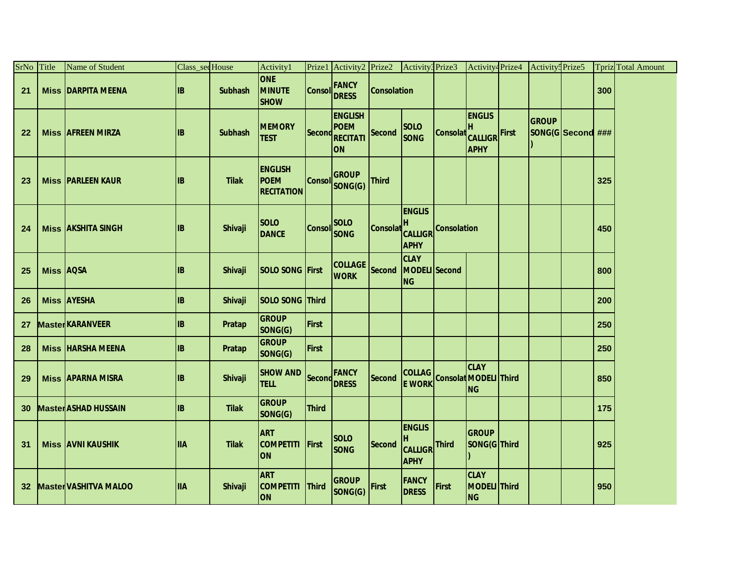| SrNo | Title | Name of Student | Class_sec | House | Activity1 | Prize1 | Activity2 | Prize2 | Activity3 | Prize3 | Activity4 | Prize4 | Activity5 | Prize5 | Tpriz | Total Amount |
|---|---|---|---|---|---|---|---|---|---|---|---|---|---|---|---|---|
| 21 | Miss | DARPITA MEENA | IB | Subhash | ONE MINUTE SHOW | Consol | FANCY DRESS | Consolation | | | | | | | 300 | |
| 22 | Miss | AFREEN MIRZA | IB | Subhash | MEMORY TEST | Second | ENGLISH POEM RECITATION | Second | SOLO SONG | Consolat | ENGLISH CALLIGRAPHY | First | GROUP SONG(G) | Second | ### | |
| 23 | Miss | PARLEEN KAUR | IB | Tilak | ENGLISH POEM RECITATION | Consol | GROUP SONG(G) | Third | | | | | | | 325 | |
| 24 | Miss | AKSHITA SINGH | IB | Shivaji | SOLO DANCE | Consol | SOLO SONG | Consolat | ENGLISH CALLIGRAPHY | Consolation | | | | | 450 | |
| 25 | Miss | AQSA | IB | Shivaji | SOLO SONG | First | COLLAGE WORK | Second | CLAY MODELING | Second | | | | | 800 | |
| 26 | Miss | AYESHA | IB | Shivaji | SOLO SONG | Third | | | | | | | | | 200 | |
| 27 | Master | KARANVEER | IB | Pratap | GROUP SONG(G) | First | | | | | | | | | 250 | |
| 28 | Miss | HARSHA MEENA | IB | Pratap | GROUP SONG(G) | First | | | | | | | | | 250 | |
| 29 | Miss | APARNA MISRA | IB | Shivaji | SHOW AND TELL | Second | FANCY DRESS | Second | COLLAGE WORK | Consolat | CLAY MODELING | Third | | | 850 | |
| 30 | Master | ASHAD HUSSAIN | IB | Tilak | GROUP SONG(G) | Third | | | | | | | | | 175 | |
| 31 | Miss | AVNI KAUSHIK | IIA | Tilak | ART COMPETITION | First | SOLO SONG | Second | ENGLISH CALLIGRAPHY | Third | GROUP SONG(G) | Third | | | 925 | |
| 32 | Master | VASHITVA MALOO | IIA | Shivaji | ART COMPETITION | Third | GROUP SONG(G) | First | FANCY DRESS | First | CLAY MODELING | Third | | | 950 | |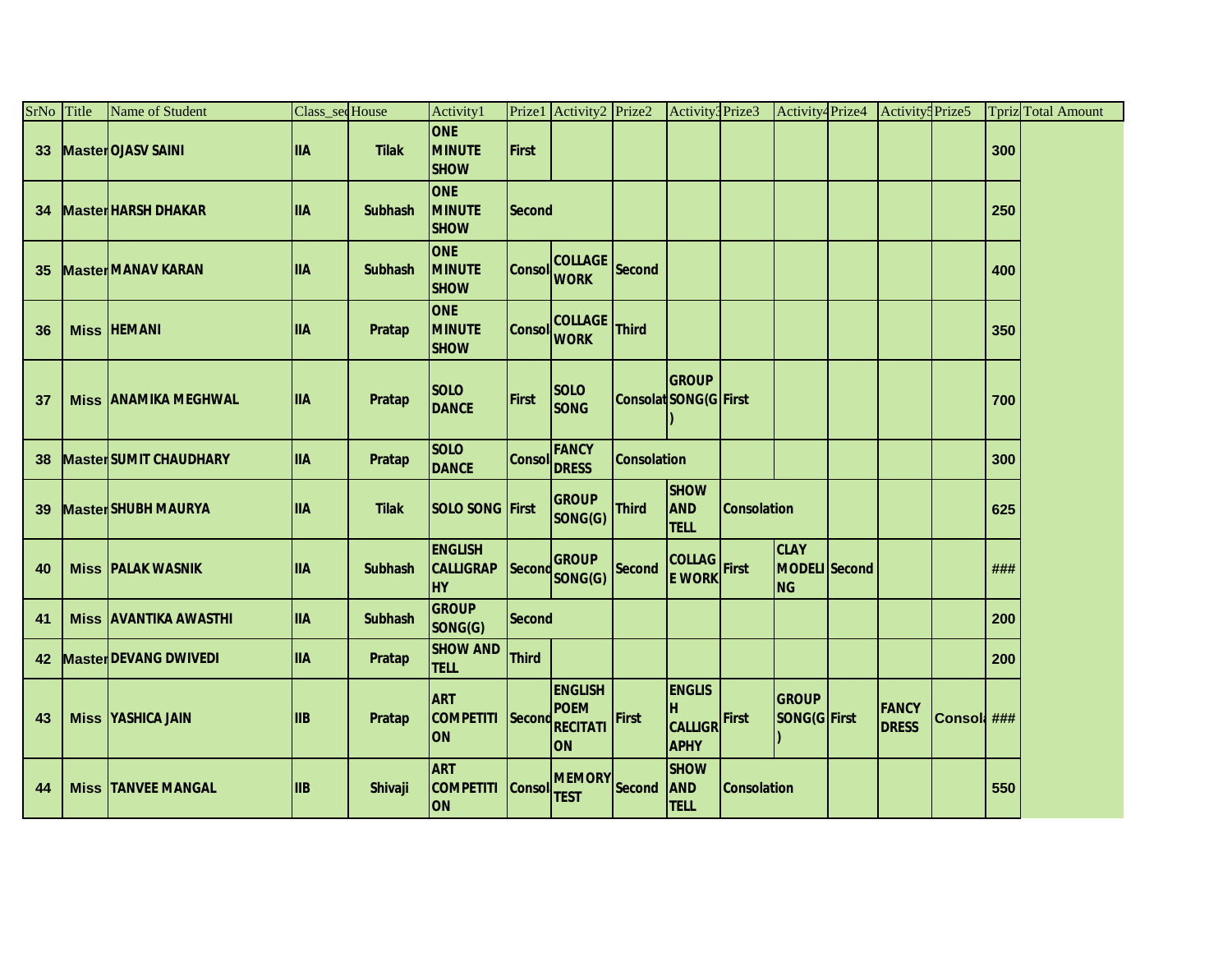| SrNo | Title | Name of Student | Class_sec | House | Activity1 | Prize1 | Activity2 | Prize2 | Activity3 | Prize3 | Activity4 | Prize4 | Activity5 | Prize5 | Tpriz | Total Amount |
|---|---|---|---|---|---|---|---|---|---|---|---|---|---|---|---|---|
| 33 | Master | OJASV SAINI | IIA | Tilak | ONE MINUTE SHOW | First | | | | | | | | | 300 | |
| 34 | Master | HARSH DHAKAR | IIA | Subhash | ONE MINUTE SHOW | Second | | | | | | | | | 250 | |
| 35 | Master | MANAV KARAN | IIA | Subhash | ONE MINUTE SHOW | Consol | COLLAGE WORK | Second | | | | | | | 400 | |
| 36 | Miss | HEMANI | IIA | Pratap | ONE MINUTE SHOW | Consol | COLLAGE WORK | Third | | | | | | | 350 | |
| 37 | Miss | ANAMIKA MEGHWAL | IIA | Pratap | SOLO DANCE | First | SOLO SONG | Consolat | GROUP SONG(G) | First | | | | | 700 | |
| 38 | Master | SUMIT CHAUDHARY | IIA | Pratap | SOLO DANCE | Consol | FANCY DRESS | Consolation | | | | | | | 300 | |
| 39 | Master | SHUBH MAURYA | IIA | Tilak | SOLO SONG | First | GROUP SONG(G) | Third | SHOW AND TELL | Consolation | | | | | 625 | |
| 40 | Miss | PALAK WASNIK | IIA | Subhash | ENGLISH CALLIGRAPHY | Second | GROUP SONG(G) | Second | COLLAGE WORK | First | CLAY MODELING | Second | | | ### | |
| 41 | Miss | AVANTIKA AWASTHI | IIA | Subhash | GROUP SONG(G) | Second | | | | | | | | | 200 | |
| 42 | Master | DEVANG DWIVEDI | IIA | Pratap | SHOW AND TELL | Third | | | | | | | | | 200 | |
| 43 | Miss | YASHICA JAIN | IIB | Pratap | ART COMPETITION | Second | ENGLISH POEM RECITATION | First | ENGLISH CALLIGRAPHY | First | GROUP SONG(G) | First | FANCY DRESS | Consol | ### | |
| 44 | Miss | TANVEE MANGAL | IIB | Shivaji | ART COMPETITION | Consol | MEMORY TEST | Second | SHOW AND TELL | Consolation | | | | | 550 | |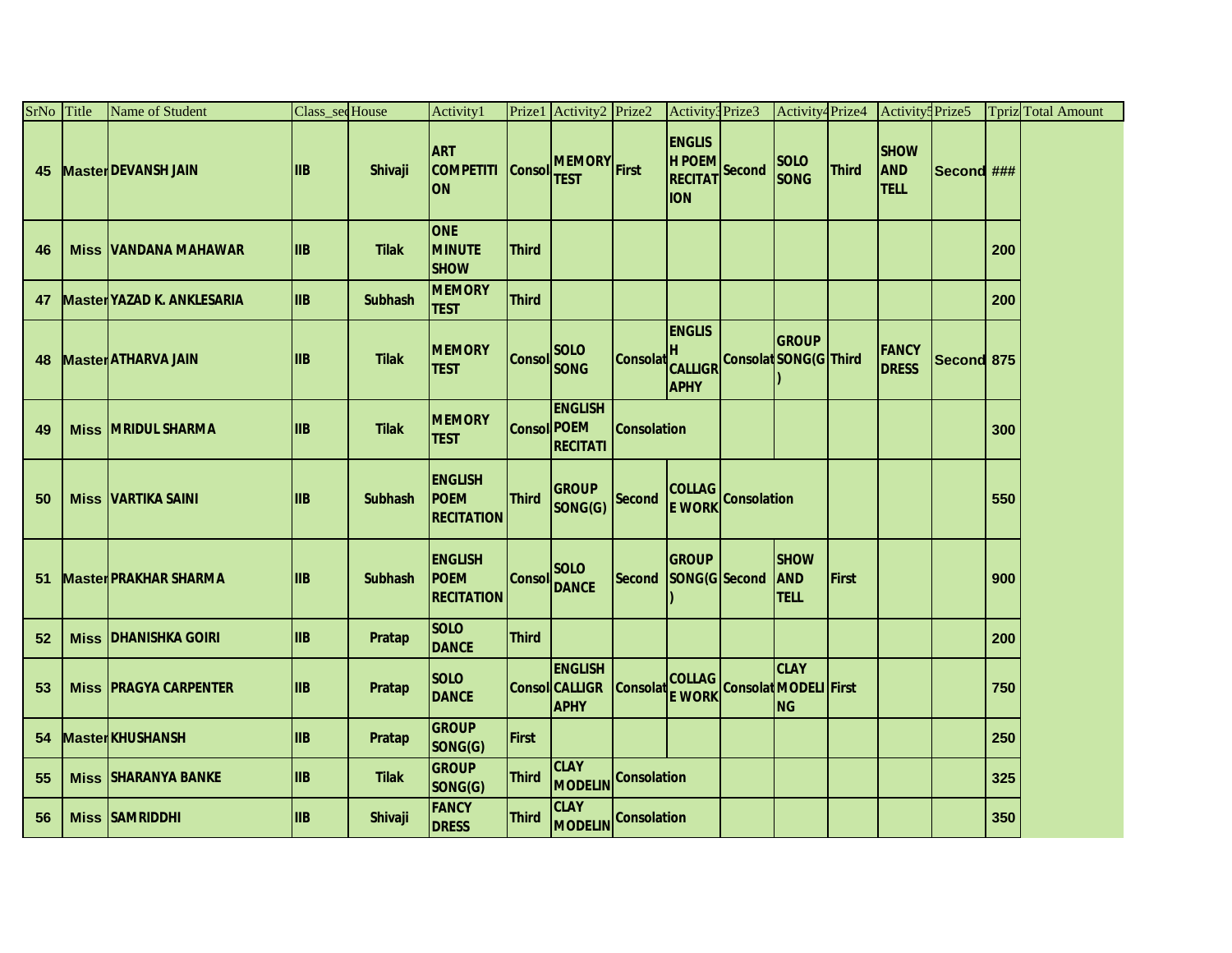| SrNo | Title | Name of Student | Class_sec | House | Activity1 | Prize1 | Activity2 | Prize2 | Activity3 | Prize3 | Activity4 | Prize4 | Activity5 | Prize5 | Tpriz | Total Amount |
|---|---|---|---|---|---|---|---|---|---|---|---|---|---|---|---|---|
| 45 | Master | DEVANSH JAIN | IIB | Shivaji | ART COMPETITION | Consol | MEMORY TEST | First | ENGLISH POEM RECITATION | Second | SOLO SONG | Third | SHOW AND TELL | Second | ### | |
| 46 | Miss | VANDANA MAHAWAR | IIB | Tilak | ONE MINUTE SHOW | Third | | | | | | | | | 200 | |
| 47 | Master | YAZAD K. ANKLESARIA | IIB | Subhash | MEMORY TEST | Third | | | | | | | | | 200 | |
| 48 | Master | ATHARVA JAIN | IIB | Tilak | MEMORY TEST | Consol | SOLO SONG | Consolat | ENGLISH CALLIGRAPHY | Consolat | GROUP SONG(G) | Third | FANCY DRESS | Second | 875 | |
| 49 | Miss | MRIDUL SHARMA | IIB | Tilak | MEMORY TEST | Consol | ENGLISH POEM RECITATI | Consolation | | | | | | | 300 | |
| 50 | Miss | VARTIKA SAINI | IIB | Subhash | ENGLISH POEM RECITATION | Third | GROUP SONG(G) | Second | COLLAGE WORK | Consolation | | | | | 550 | |
| 51 | Master | PRAKHAR SHARMA | IIB | Subhash | ENGLISH POEM RECITATION | Consol | SOLO DANCE | Second | GROUP SONG(G) | Second | SHOW AND TELL | First | | | 900 | |
| 52 | Miss | DHANISHKA GOIRI | IIB | Pratap | SOLO DANCE | Third | | | | | | | | | 200 | |
| 53 | Miss | PRAGYA CARPENTER | IIB | Pratap | SOLO DANCE | Consol | ENGLISH CALLIGRAPHY | Consolat | COLLAGE WORK | Consolat | CLAY MODELING | First | | | 750 | |
| 54 | Master | KHUSHANSH | IIB | Pratap | GROUP SONG(G) | First | | | | | | | | | 250 | |
| 55 | Miss | SHARANYA BANKE | IIB | Tilak | GROUP SONG(G) | Third | CLAY MODELIN | Consolation | | | | | | | 325 | |
| 56 | Miss | SAMRIDDHI | IIB | Shivaji | FANCY DRESS | Third | CLAY MODELIN | Consolation | | | | | | | 350 | |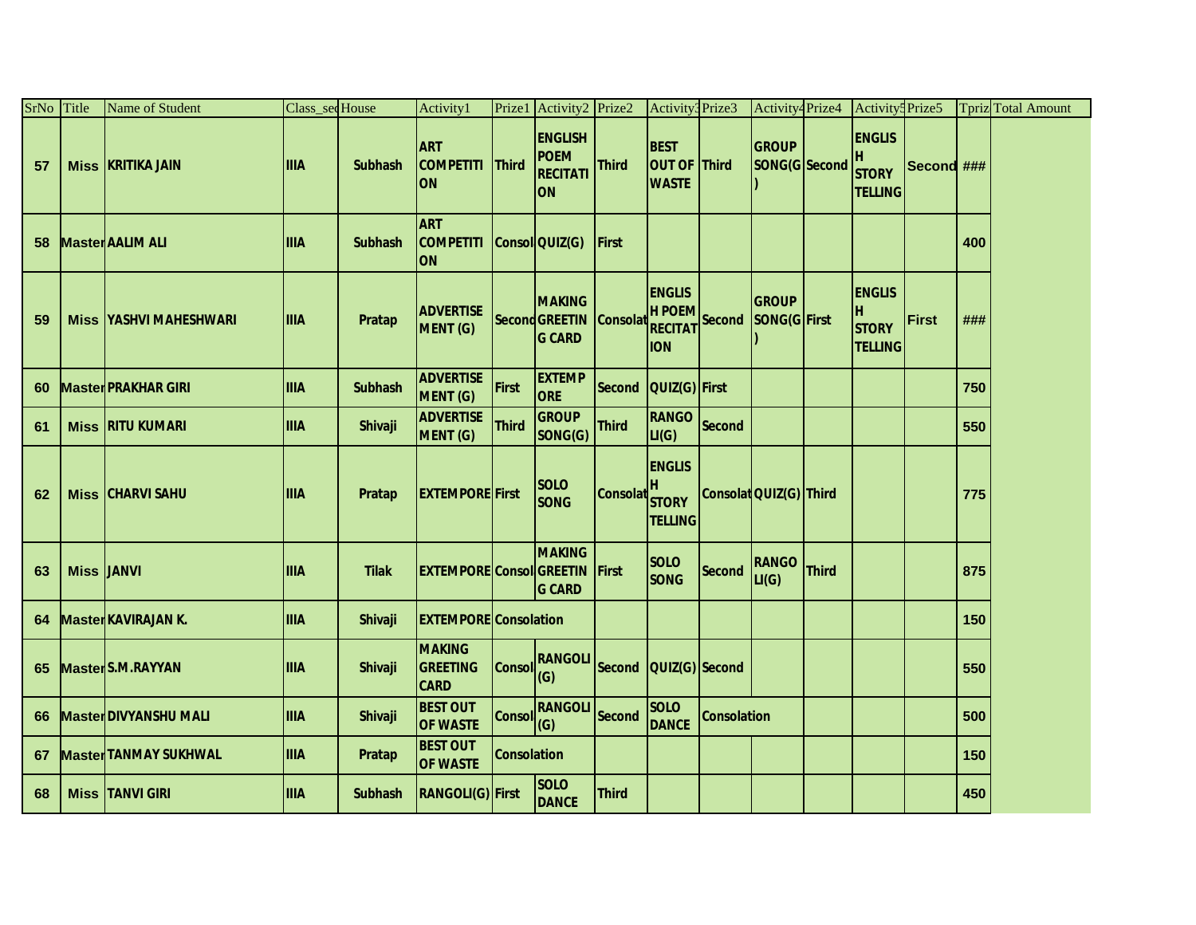| SrNo | Title | Name of Student | Class_sec | House | Activity1 | Prize1 | Activity2 | Prize2 | Activity3 | Prize3 | Activity4 | Prize4 | Activity5 | Prize5 | Tpriz | Total Amount |
|---|---|---|---|---|---|---|---|---|---|---|---|---|---|---|---|---|
| 57 | Miss | KRITIKA JAIN | IIIA | Subhash | ART COMPETITI ON | Third | ENGLISH POEM RECITATI ON | Third | BEST OUT OF WASTE | Third | GROUP SONG(G ) | Second | ENGLIS H STORY TELLING | Second | ### | |
| 58 | Master | AALIM ALI | IIIA | Subhash | ART COMPETITI ON | Consol | QUIZ(G) | First | | | | | | | 400 | |
| 59 | Miss | YASHVI MAHESHWARI | IIIA | Pratap | ADVERTISE MENT (G) | Second | MAKING GREETIN G CARD | Consolat | ENGLIS H POEM RECITAT ION | Second | GROUP SONG(G ) | First | ENGLIS H STORY TELLING | First | ### | |
| 60 | Master | PRAKHAR GIRI | IIIA | Subhash | ADVERTISE MENT (G) | First | EXTEMP ORE | Second | QUIZ(G) | First | | | | | 750 | |
| 61 | Miss | RITU KUMARI | IIIA | Shivaji | ADVERTISE MENT (G) | Third | GROUP SONG(G) | Third | RANGO LI(G) | Second | | | | | 550 | |
| 62 | Miss | CHARVI SAHU | IIIA | Pratap | EXTEMPORE | First | SOLO SONG | Consolat | ENGLIS H STORY TELLING | Consolat | QUIZ(G) | Third | | | 775 | |
| 63 | Miss | JANVI | IIIA | Tilak | EXTEMPORE | Consol | MAKING GREETIN G CARD | First | SOLO SONG | Second | RANGO LI(G) | Third | | | 875 | |
| 64 | Master | KAVIRAJAN K. | IIIA | Shivaji | EXTEMPORE | Consolation | | | | | | | | | 150 | |
| 65 | Master | S.M.RAYYAN | IIIA | Shivaji | MAKING GREETING CARD | Consol | RANGOLI (G) | Second | QUIZ(G) | Second | | | | | 550 | |
| 66 | Master | DIVYANSHU MALI | IIIA | Shivaji | BEST OUT OF WASTE | Consol | RANGOLI (G) | Second | SOLO DANCE | Consolation | | | | | 500 | |
| 67 | Master | TANMAY SUKHWAL | IIIA | Pratap | BEST OUT OF WASTE | Consolation | | | | | | | | | 150 | |
| 68 | Miss | TANVI GIRI | IIIA | Subhash | RANGOLI(G) | First | SOLO DANCE | Third | | | | | | | 450 | |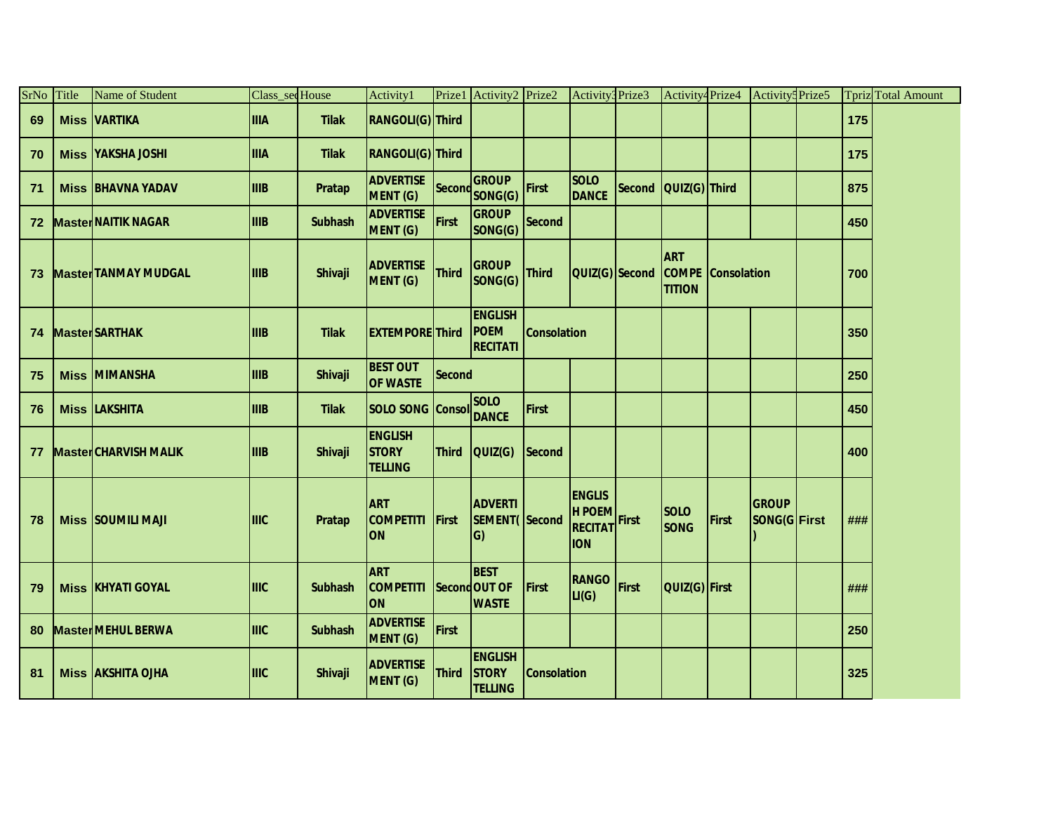| SrNo | Title | Name of Student | Class_sec | House | Activity1 | Prize1 | Activity2 | Prize2 | Activity3 | Prize3 | Activity4 | Prize4 | Activity5 | Prize5 | Tpriz | Total Amount |
|---|---|---|---|---|---|---|---|---|---|---|---|---|---|---|---|---|
| 69 | Miss | VARTIKA | IIIA | Tilak | RANGOLI(G) | Third | | | | | | | | | 175 | |
| 70 | Miss | YAKSHA JOSHI | IIIA | Tilak | RANGOLI(G) | Third | | | | | | | | | 175 | |
| 71 | Miss | BHAVNA YADAV | IIIB | Pratap | ADVERTISE MENT (G) | Second | GROUP SONG(G) | First | SOLO DANCE | Second | QUIZ(G) | Third | | | 875 | |
| 72 | Master | NAITIK NAGAR | IIIB | Subhash | ADVERTISE MENT (G) | First | GROUP SONG(G) | Second | | | | | | | 450 | |
| 73 | Master | TANMAY MUDGAL | IIIB | Shivaji | ADVERTISE MENT (G) | Third | GROUP SONG(G) | Third | QUIZ(G) | Second | ART COMPE TITION | Consolation | | | 700 | |
| 74 | Master | SARTHAK | IIIB | Tilak | EXTEMPORE | Third | ENGLISH POEM RECITATI | Consolation | | | | | | | 350 | |
| 75 | Miss | MIMANSHA | IIIB | Shivaji | BEST OUT OF WASTE | Second | | | | | | | | | 250 | |
| 76 | Miss | LAKSHITA | IIIB | Tilak | SOLO SONG | Consol | SOLO DANCE | First | | | | | | | 450 | |
| 77 | Master | CHARVISH MALIK | IIIB | Shivaji | ENGLISH STORY TELLING | Third | QUIZ(G) | Second | | | | | | | 400 | |
| 78 | Miss | SOUMILI MAJI | IIIC | Pratap | ART COMPETITI ON | First | ADVERTI SEMENT( G) | Second | ENGLIS H POEM RECITAT ION | First | SOLO SONG | First | GROUP SONG(G ) | First | ### | |
| 79 | Miss | KHYATI GOYAL | IIIC | Subhash | ART COMPETITI ON | Second | BEST OUT OF WASTE | First | RANGO LI(G) | First | QUIZ(G) | First | | | ### | |
| 80 | Master | MEHUL BERWA | IIIC | Subhash | ADVERTISE MENT (G) | First | | | | | | | | | 250 | |
| 81 | Miss | AKSHITA OJHA | IIIC | Shivaji | ADVERTISE MENT (G) | Third | ENGLISH STORY TELLING | Consolation | | | | | | | 325 | |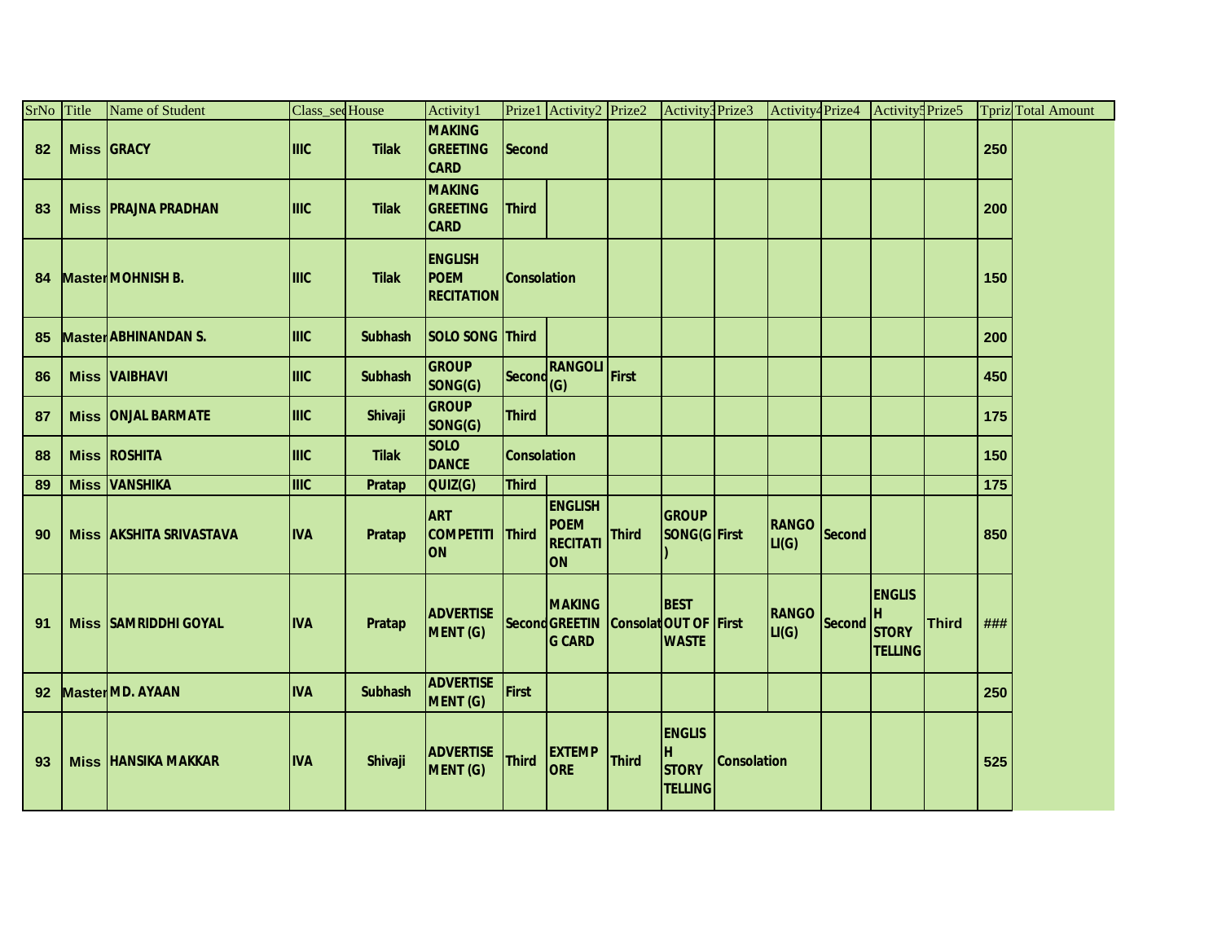| SrNo | Title | Name of Student | Class_sec | House | Activity1 | Prize1 | Activity2 | Prize2 | Activity3 | Prize3 | Activity4 | Prize4 | Activity5 | Prize5 | Tpriz | Total Amount |
|---|---|---|---|---|---|---|---|---|---|---|---|---|---|---|---|---|
| 82 | Miss | GRACY | IIIC | Tilak | MAKING GREETING CARD | Second | | | | | | | | | 250 | |
| 83 | Miss | PRAJNA PRADHAN | IIIC | Tilak | MAKING GREETING CARD | Third | | | | | | | | | 200 | |
| 84 | Master | MOHNISH B. | IIIC | Tilak | ENGLISH POEM RECITATION | Consolation | | | | | | | | | 150 | |
| 85 | Master | ABHINANDAN S. | IIIC | Subhash | SOLO SONG | Third | | | | | | | | | 200 | |
| 86 | Miss | VAIBHAVI | IIIC | Subhash | GROUP SONG(G) | Second | RANGOLI (G) | First | | | | | | | 450 | |
| 87 | Miss | ONJAL BARMATE | IIIC | Shivaji | GROUP SONG(G) | Third | | | | | | | | | 175 | |
| 88 | Miss | ROSHITA | IIIC | Tilak | SOLO DANCE | Consolation | | | | | | | | | 150 | |
| 89 | Miss | VANSHIKA | IIIC | Pratap | QUIZ(G) | Third | | | | | | | | | 175 | |
| 90 | Miss | AKSHITA SRIVASTAVA | IVA | Pratap | ART COMPETITION | Third | ENGLISH POEM RECITATION | Third | GROUP SONG(G) | First | RANGOLI(G) | Second | | | 850 | |
| 91 | Miss | SAMRIDDHI GOYAL | IVA | Pratap | ADVERTISEMENT (G) | Second | MAKING GREETING CARD | Consolat | BEST OUT OF WASTE | First | RANGOLI(G) | Second | ENGLISH STORY TELLING | Third | ### | |
| 92 | Master | MD. AYAAN | IVA | Subhash | ADVERTISEMENT (G) | First | | | | | | | | | 250 | |
| 93 | Miss | HANSIKA MAKKAR | IVA | Shivaji | ADVERTISEMENT (G) | Third | EXTEMPORE | Third | ENGLISH STORY TELLING | Consolation | | | | | 525 | |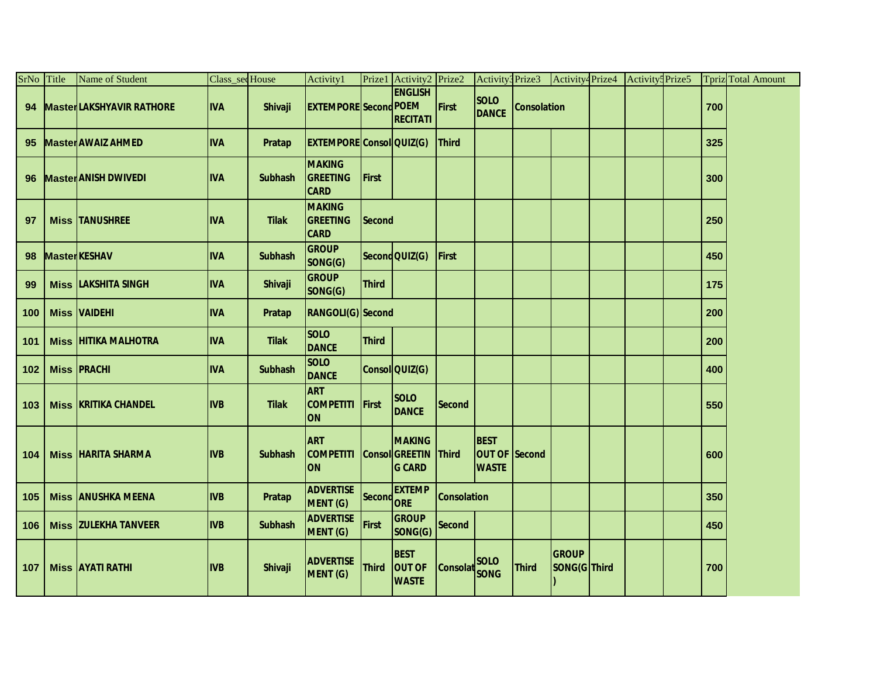| SrNo | Title | Name of Student | Class_sec | House | Activity1 | Prize1 | Activity2 | Prize2 | Activity3 | Prize3 | Activity4 | Prize4 | Activity5 | Prize5 | Tpriz | Total Amount |
|---|---|---|---|---|---|---|---|---|---|---|---|---|---|---|---|---|
| 94 | Master | LAKSHYAVIR RATHORE | IVA | Shivaji | EXTEMPORE | Second | ENGLISH POEM RECITATI | First | SOLO DANCE | Consolation | | | | | 700 | |
| 95 | Master | AWAIZ AHMED | IVA | Pratap | EXTEMPORE | Consol | QUIZ(G) | Third | | | | | | | 325 | |
| 96 | Master | ANISH DWIVEDI | IVA | Subhash | MAKING GREETING CARD | First | | | | | | | | | 300 | |
| 97 | Miss | TANUSHREE | IVA | Tilak | MAKING GREETING CARD | Second | | | | | | | | | 250 | |
| 98 | Master | KESHAV | IVA | Subhash | GROUP SONG(G) | Second | QUIZ(G) | First | | | | | | | 450 | |
| 99 | Miss | LAKSHITA SINGH | IVA | Shivaji | GROUP SONG(G) | Third | | | | | | | | | 175 | |
| 100 | Miss | VAIDEHI | IVA | Pratap | RANGOLI(G) | Second | | | | | | | | | 200 | |
| 101 | Miss | HITIKA MALHOTRA | IVA | Tilak | SOLO DANCE | Third | | | | | | | | | 200 | |
| 102 | Miss | PRACHI | IVA | Subhash | SOLO DANCE | Consol | QUIZ(G) | | | | | | | | 400 | |
| 103 | Miss | KRITIKA CHANDEL | IVB | Tilak | ART COMPETITI ON | First | SOLO DANCE | Second | | | | | | | 550 | |
| 104 | Miss | HARITA SHARMA | IVB | Subhash | ART COMPETITI ON | Consol | MAKING GREETIN G CARD | Third | BEST OUT OF WASTE | Second | | | | | 600 | |
| 105 | Miss | ANUSHKA MEENA | IVB | Pratap | ADVERTISE MENT (G) | Second | EXTEMP ORE | Consolation | | | | | | | 350 | |
| 106 | Miss | ZULEKHA TANVEER | IVB | Subhash | ADVERTISE MENT (G) | First | GROUP SONG(G) | Second | | | | | | | 450 | |
| 107 | Miss | AYATI RATHI | IVB | Shivaji | ADVERTISE MENT (G) | Third | BEST OUT OF WASTE | Consolat | SOLO SONG | Third | GROUP SONG(G ) | Third | | | 700 | |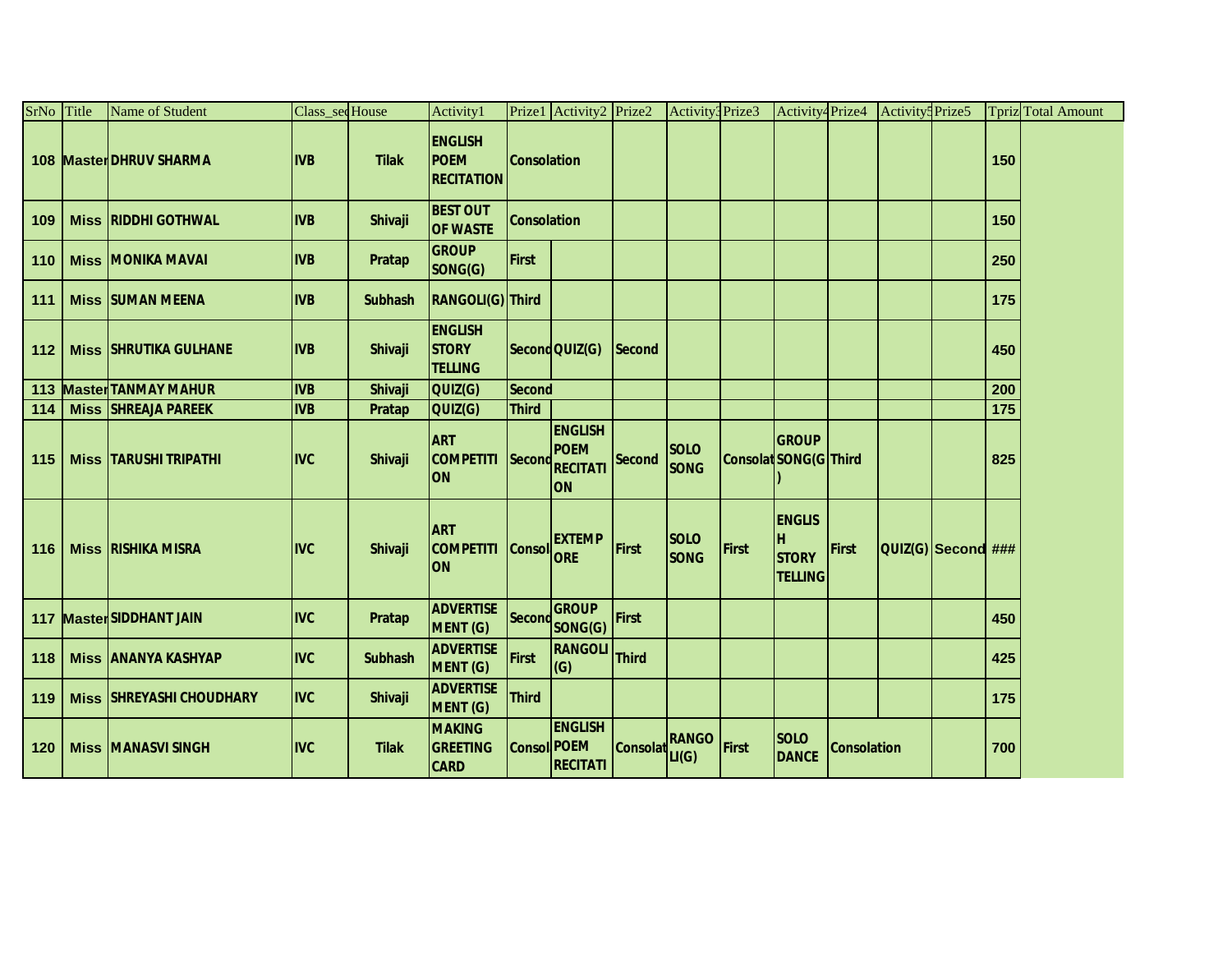| SrNo | Title | Name of Student | Class_sec | House | Activity1 | Prize1 | Activity2 | Prize2 | Activity3 | Prize3 | Activity4 | Prize4 | Activity5 | Prize5 | Tpriz | Total Amount |
|---|---|---|---|---|---|---|---|---|---|---|---|---|---|---|---|---|
| 108 | Master | DHRUV SHARMA | IVB | Tilak | ENGLISH POEM RECITATION | Consolation | | | | | | | | | 150 | |
| 109 | Miss | RIDDHI GOTHWAL | IVB | Shivaji | BEST OUT OF WASTE | Consolation | | | | | | | | | 150 | |
| 110 | Miss | MONIKA MAVAI | IVB | Pratap | GROUP SONG(G) | First | | | | | | | | | 250 | |
| 111 | Miss | SUMAN MEENA | IVB | Subhash | RANGOLI(G) | Third | | | | | | | | | 175 | |
| 112 | Miss | SHRUTIKA GULHANE | IVB | Shivaji | ENGLISH STORY TELLING | Second | QUIZ(G) | Second | | | | | | | 450 | |
| 113 | Master | TANMAY MAHUR | IVB | Shivaji | QUIZ(G) | Second | | | | | | | | | 200 | |
| 114 | Miss | SHREAJA PAREEK | IVB | Pratap | QUIZ(G) | Third | | | | | | | | | 175 | |
| 115 | Miss | TARUSHI TRIPATHI | IVC | Shivaji | ART COMPETITION | Second | ENGLISH POEM RECITATION | Second | SOLO SONG | Consolat | GROUP SONG(G) | Third | | | 825 | |
| 116 | Miss | RISHIKA MISRA | IVC | Shivaji | ART COMPETITION | Consol | EXTEMPORE | First | SOLO SONG | First | ENGLISH STORY TELLING | First | QUIZ(G) | Second | ### | |
| 117 | Master | SIDDHANT JAIN | IVC | Pratap | ADVERTISEMENT (G) | Second | GROUP SONG(G) | First | | | | | | | 450 | |
| 118 | Miss | ANANYA KASHYAP | IVC | Subhash | ADVERTISEMENT (G) | First | RANGOLI (G) | Third | | | | | | | 425 | |
| 119 | Miss | SHREYASHI CHOUDHARY | IVC | Shivaji | ADVERTISEMENT (G) | Third | | | | | | | | | 175 | |
| 120 | Miss | MANASVI SINGH | IVC | Tilak | MAKING GREETING CARD | Consol | ENGLISH POEM RECITATI | Consolat | RANGOLI(G) | First | SOLO DANCE | Consolation | | | 700 | |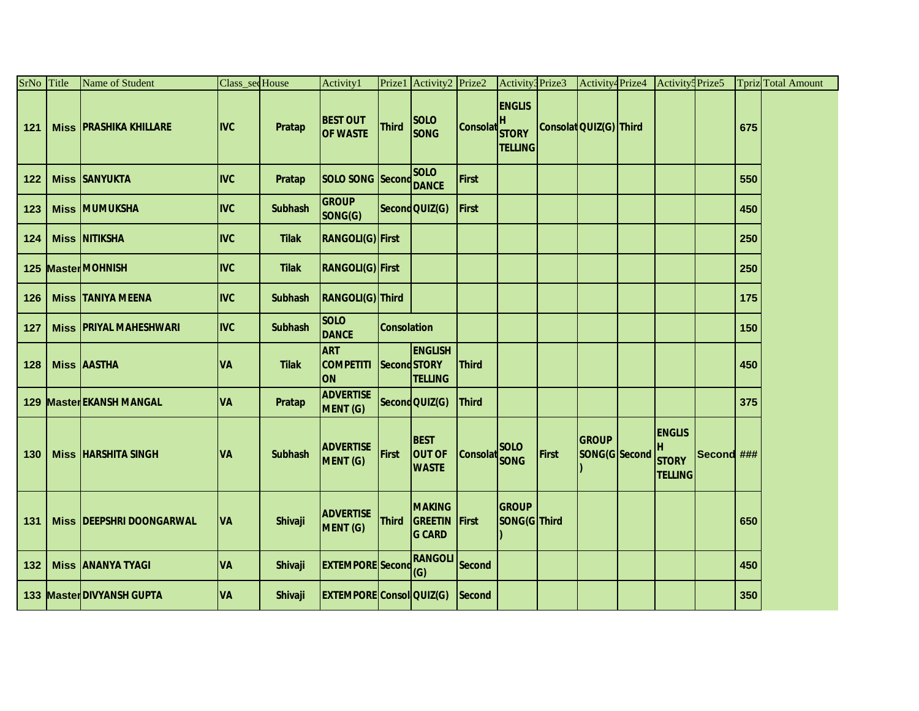| SrNo | Title | Name of Student | Class_sec | House | Activity1 | Prize1 | Activity2 | Prize2 | Activity3 | Prize3 | Activity4 | Prize4 | Activity5 | Prize5 | Tprize | Total Amount |
|---|---|---|---|---|---|---|---|---|---|---|---|---|---|---|---|---|
| 121 | Miss | PRASHIKA KHILLARE | IVC | Pratap | BEST OUT OF WASTE | Third | SOLO SONG | Consolat | ENGLISH STORY TELLING | Consolat | QUIZ(G) | Third | | | 675 | |
| 122 | Miss | SANYUKTA | IVC | Pratap | SOLO SONG | Second | SOLO DANCE | First | | | | | | | 550 | |
| 123 | Miss | MUMUKSHA | IVC | Subhash | GROUP SONG(G) | Second | QUIZ(G) | First | | | | | | | 450 | |
| 124 | Miss | NITIKSHA | IVC | Tilak | RANGOLI(G) | First | | | | | | | | | 250 | |
| 125 | Master | MOHNISH | IVC | Tilak | RANGOLI(G) | First | | | | | | | | | 250 | |
| 126 | Miss | TANIYA MEENA | IVC | Subhash | RANGOLI(G) | Third | | | | | | | | | 175 | |
| 127 | Miss | PRIYAL MAHESHWARI | IVC | Subhash | SOLO DANCE | Consolation | | | | | | | | | 150 | |
| 128 | Miss | AASTHA | VA | Tilak | ART COMPETITION | Second | ENGLISH STORY TELLING | Third | | | | | | | 450 | |
| 129 | Master | EKANSH MANGAL | VA | Pratap | ADVERTISEMENT (G) | Second | QUIZ(G) | Third | | | | | | | 375 | |
| 130 | Miss | HARSHITA SINGH | VA | Subhash | ADVERTISEMENT (G) | First | BEST OUT OF WASTE | Consolat | SOLO SONG | First | GROUP SONG(G) | Second | ENGLISH STORY TELLING | Second | ### | |
| 131 | Miss | DEEPSHRI DOONGARWAL | VA | Shivaji | ADVERTISEMENT (G) | Third | MAKING GREETING CARD | First | GROUP SONG(G) | Third | | | | | 650 | |
| 132 | Miss | ANANYA TYAGI | VA | Shivaji | EXTEMPORE | Second | RANGOLI (G) | Second | | | | | | | 450 | |
| 133 | Master | DIVYANSH GUPTA | VA | Shivaji | EXTEMPORE | Consol | QUIZ(G) | Second | | | | | | | 350 | |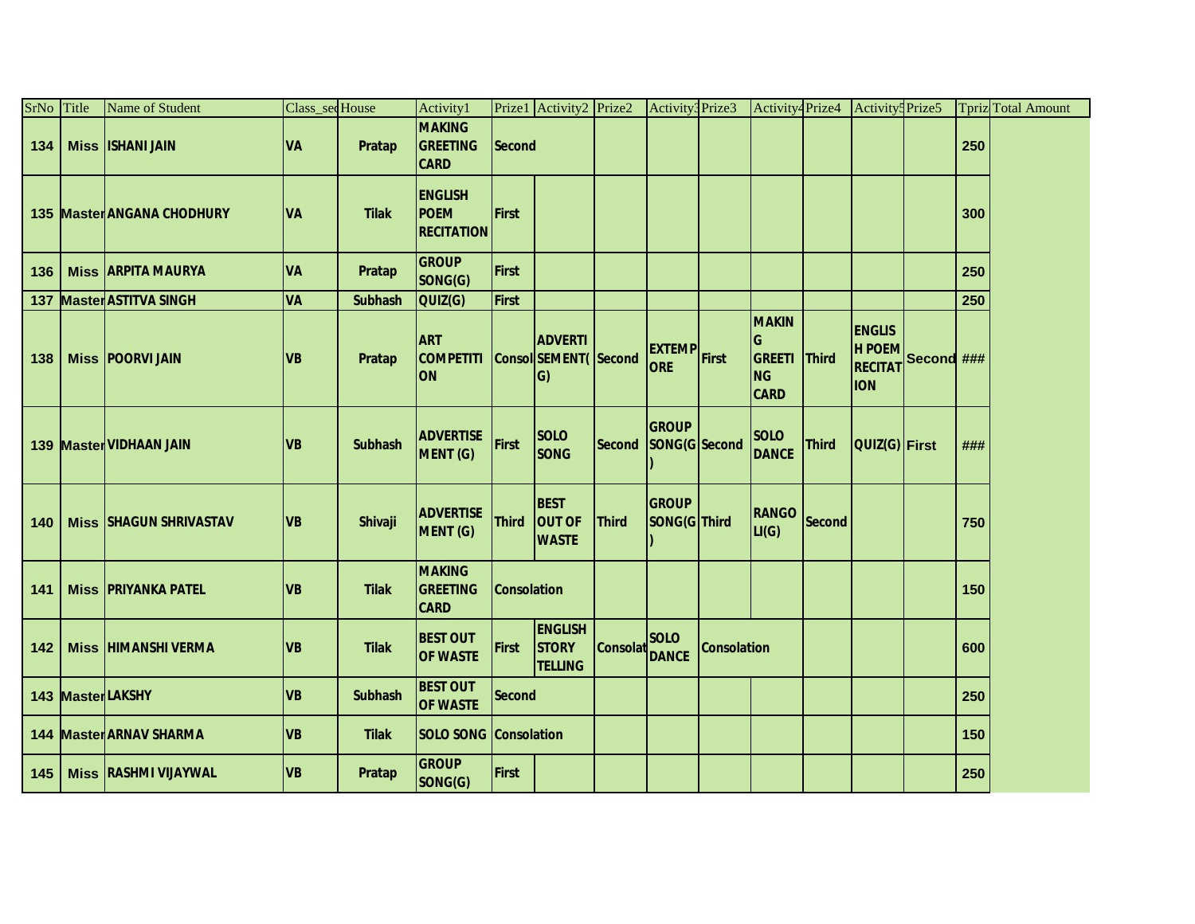| SrNo | Title | Name of Student | Class_sec | House | Activity1 | Prize1 | Activity2 | Prize2 | Activity3 | Prize3 | Activity4 | Prize4 | Activity5 | Prize5 | Tpriz | Total Amount |
|---|---|---|---|---|---|---|---|---|---|---|---|---|---|---|---|---|
| 134 | Miss | ISHANI JAIN | VA | Pratap | MAKING GREETING CARD | Second | | | | | | | | | 250 | |
| 135 | Master | ANGANA CHODHURY | VA | Tilak | ENGLISH POEM RECITATION | First | | | | | | | | | 300 | |
| 136 | Miss | ARPITA MAURYA | VA | Pratap | GROUP SONG(G) | First | | | | | | | | | 250 | |
| 137 | Master | ASTITVA SINGH | VA | Subhash | QUIZ(G) | First | | | | | | | | | 250 | |
| 138 | Miss | POORVI JAIN | VB | Pratap | ART COMPETITION | Consol | ADVERTISEMENT(G) | Second | EXTEMPORE | First | MAKING GREETING CARD | Third | ENGLISH POEM RECITATION | Second | ### | |
| 139 | Master | VIDHAAN JAIN | VB | Subhash | ADVERTISEMENT (G) | First | SOLO SONG | Second | GROUP SONG(G) | Second | SOLO DANCE | Third | QUIZ(G) | First | ### | |
| 140 | Miss | SHAGUN SHRIVASTAV | VB | Shivaji | ADVERTISEMENT (G) | Third | BEST OUT OF WASTE | Third | GROUP SONG(G) | Third | RANGOLI(G) | Second | | | 750 | |
| 141 | Miss | PRIYANKA PATEL | VB | Tilak | MAKING GREETING CARD | Consolation | | | | | | | | | 150 | |
| 142 | Miss | HIMANSHI VERMA | VB | Tilak | BEST OUT OF WASTE | First | ENGLISH STORY TELLING | Consolat | SOLO DANCE | Consolation | | | | | 600 | |
| 143 | Master | LAKSHY | VB | Subhash | BEST OUT OF WASTE | Second | | | | | | | | | 250 | |
| 144 | Master | ARNAV SHARMA | VB | Tilak | SOLO SONG | Consolation | | | | | | | | | 150 | |
| 145 | Miss | RASHMI VIJAYWAL | VB | Pratap | GROUP SONG(G) | First | | | | | | | | | 250 | |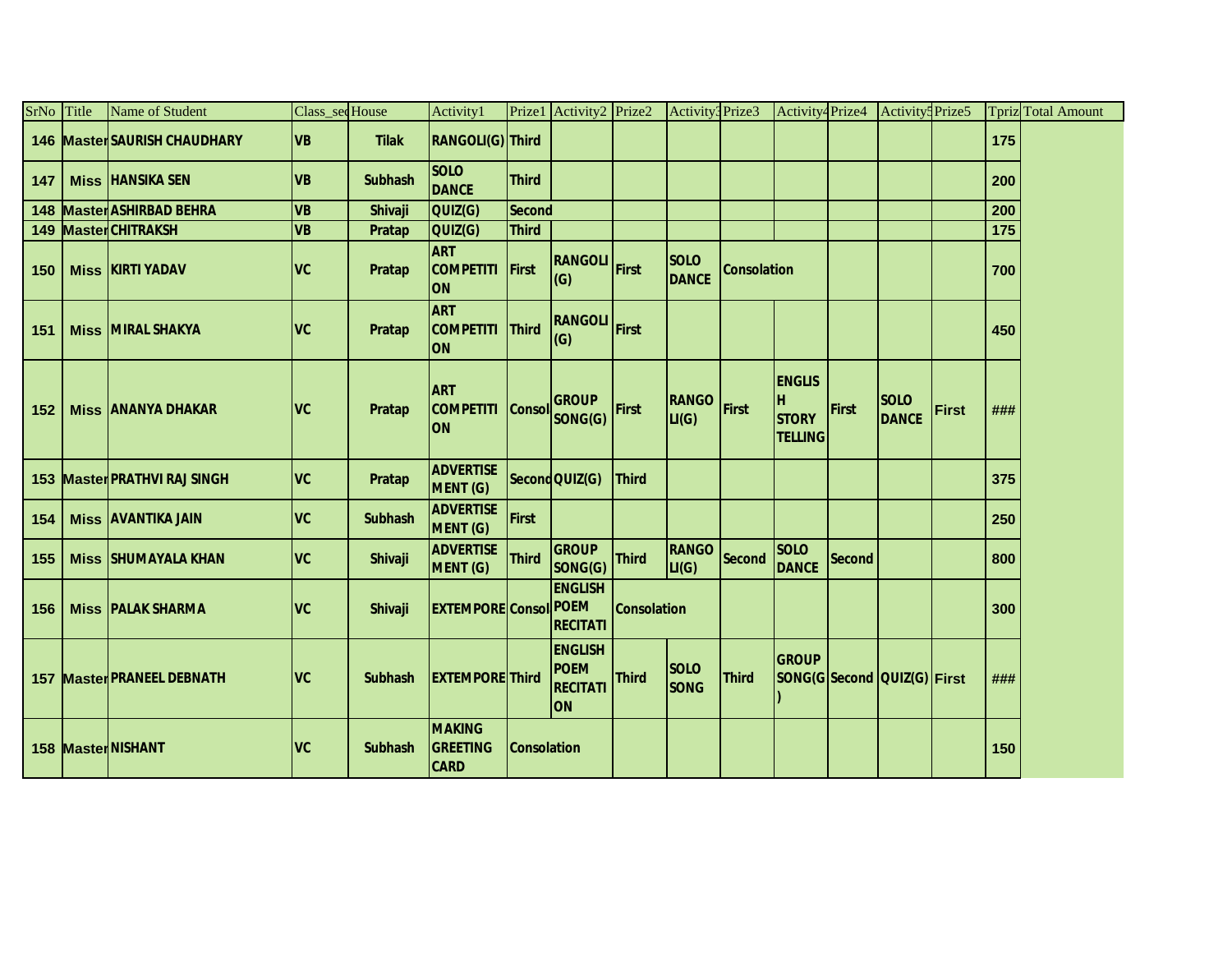| SrNo | Title | Name of Student | Class_sec | House | Activity1 | Prize1 | Activity2 | Prize2 | Activity3 | Prize3 | Activity4 | Prize4 | Activity5 | Prize5 | Tpriz | Total Amount |
|---|---|---|---|---|---|---|---|---|---|---|---|---|---|---|---|---|
| 146 | Master | SAURISH CHAUDHARY | VB | Tilak | RANGOLI(G) | Third | | | | | | | | | 175 | |
| 147 | Miss | HANSIKA SEN | VB | Subhash | SOLO DANCE | Third | | | | | | | | | 200 | |
| 148 | Master | ASHIRBAD BEHRA | VB | Shivaji | QUIZ(G) | Second | | | | | | | | | 200 | |
| 149 | Master | CHITRAKSH | VB | Pratap | QUIZ(G) | Third | | | | | | | | | 175 | |
| 150 | Miss | KIRTI YADAV | VC | Pratap | ART COMPETITI ON | First | RANGOLI (G) | First | SOLO DANCE | Consolation | | | | | 700 | |
| 151 | Miss | MIRAL SHAKYA | VC | Pratap | ART COMPETITI ON | Third | RANGOLI (G) | First | | | | | | | 450 | |
| 152 | Miss | ANANYA DHAKAR | VC | Pratap | ART COMPETITI ON | Consol | GROUP SONG(G) | First | RANGO LI(G) | First | ENGLIS H STORY TELLING | First | SOLO DANCE | First | ### | |
| 153 | Master | PRATHVI RAJ SINGH | VC | Pratap | ADVERTISE MENT (G) | Second | QUIZ(G) | Third | | | | | | | 375 | |
| 154 | Miss | AVANTIKA JAIN | VC | Subhash | ADVERTISE MENT (G) | First | | | | | | | | | 250 | |
| 155 | Miss | SHUMAYALA KHAN | VC | Shivaji | ADVERTISE MENT (G) | Third | GROUP SONG(G) | Third | RANGO LI(G) | Second | SOLO DANCE | Second | | | 800 | |
| 156 | Miss | PALAK SHARMA | VC | Shivaji | EXTEMPORE | Consol | ENGLISH POEM RECITATI | Consolation | | | | | | | 300 | |
| 157 | Master | PRANEEL DEBNATH | VC | Subhash | EXTEMPORE | Third | ENGLISH POEM RECITATI ON | Third | SOLO SONG | Third | GROUP SONG(G ) | Second | QUIZ(G) | First | ### | |
| 158 | Master | NISHANT | VC | Subhash | MAKING GREETING CARD | Consolation | | | | | | | | | 150 | |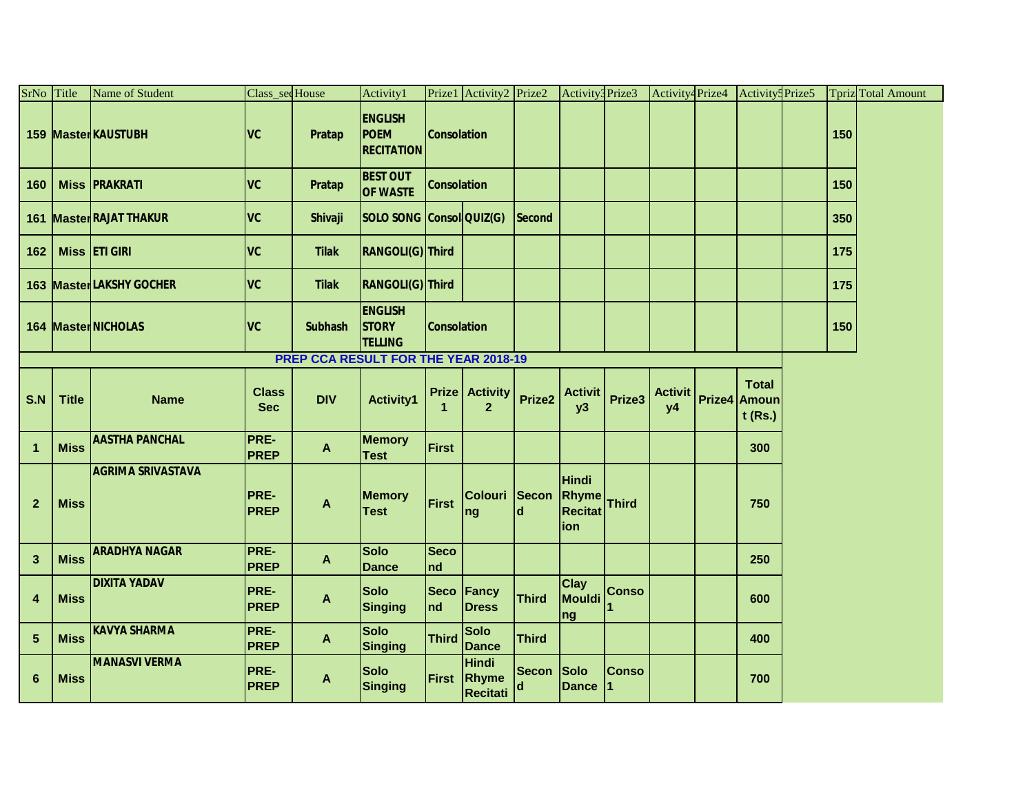| SrNo | Title | Name of Student | Class_sec | House | Activity1 | Prize1 | Activity2 | Prize2 | Activity3 | Prize3 | Activity4 | Prize4 | Activity5 | Prize5 | Tpriz | Total Amount |
|---|---|---|---|---|---|---|---|---|---|---|---|---|---|---|---|---|
| 159 | Master | KAUSTUBH | VC | Pratap | ENGLISH POEM RECITATION | Consolation | | | | | | | | | 150 | |
| 160 | Miss | PRAKRATI | VC | Pratap | BEST OUT OF WASTE | Consolation | | | | | | | | | 150 | |
| 161 | Master | RAJAT THAKUR | VC | Shivaji | SOLO SONG | Consol | QUIZ(G) | Second | | | | | | | 350 | |
| 162 | Miss | ETI GIRI | VC | Tilak | RANGOLI(G) | Third | | | | | | | | | 175 | |
| 163 | Master | LAKSHY GOCHER | VC | Tilak | RANGOLI(G) | Third | | | | | | | | | 175 | |
| 164 | Master | NICHOLAS | VC | Subhash | ENGLISH STORY TELLING | Consolation | | | | | | | | | 150 | |

## PREP CCA RESULT FOR THE YEAR 2018-19

| S.N | Title | Name | Class Sec | DIV | Activity1 | Prize 1 | Activity 2 | Prize2 | Activity3 | Prize3 | Activity4 | Prize4 | Total Amount (Rs.) |
|---|---|---|---|---|---|---|---|---|---|---|---|---|---|
| 1 | Miss | AASTHA PANCHAL | PRE-PREP | A | Memory Test | First | | | | | | | 300 |
| 2 | Miss | AGRIMA SRIVASTAVA | PRE-PREP | A | Memory Test | First | Colouring | Second | Hindi Rhyme Recitation | Third | | | 750 |
| 3 | Miss | ARADHYA NAGAR | PRE-PREP | A | Solo Dance | Second | | | | | | | 250 |
| 4 | Miss | DIXITA YADAV | PRE-PREP | A | Solo Singing | Second | Fancy Dress | Third | Clay Moulding | Conso 1 | | | 600 |
| 5 | Miss | KAVYA SHARMA | PRE-PREP | A | Solo Singing | Third | Solo Dance | Third | | | | | 400 |
| 6 | Miss | MANASVI VERMA | PRE-PREP | A | Solo Singing | First | Hindi Rhyme Recitati | Second | Solo Dance | Conso 1 | | | 700 |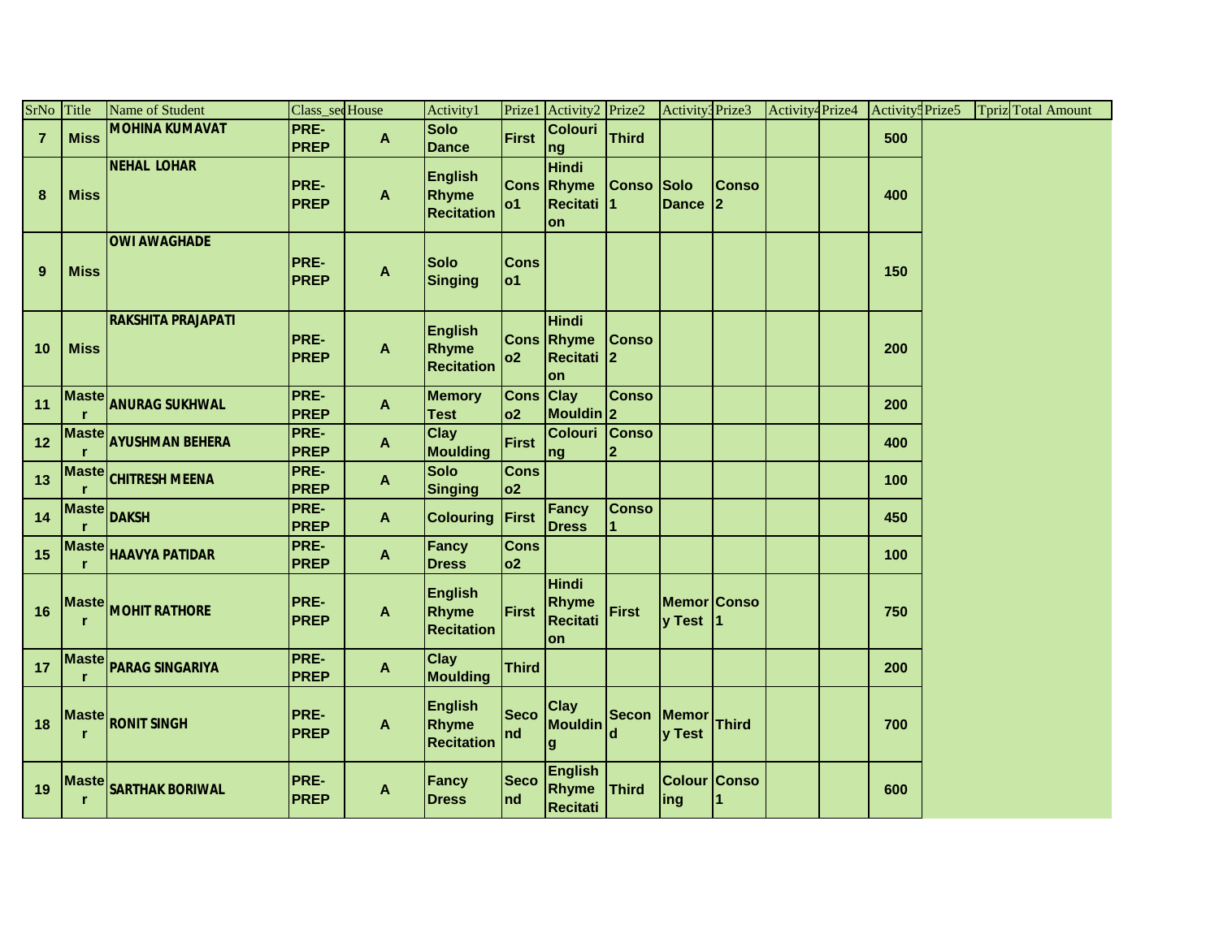| SrNo | Title | Name of Student | Class_sec | House | Activity1 | Prize1 | Activity2 | Prize2 | Activity3 | Prize3 | Activity4 | Prize4 | Activity5 | Prize5 | Tpriz | Total Amount |
|---|---|---|---|---|---|---|---|---|---|---|---|---|---|---|---|---|
| 7 | Miss | MOHINA KUMAVAT | PRE-PREP | A | Solo Dance | First | Colouring | Third | | | | | 500 | | | |
| 8 | Miss | NEHAL LOHAR | PRE-PREP | A | English Rhyme Recitation | Conso1 | Hindi Rhyme Recitation | Conso1 | Solo Dance | Conso2 | | | 400 | | | |
| 9 | Miss | OWI AWAGHADE | PRE-PREP | A | Solo Singing | Conso1 | | | | | | | 150 | | | |
| 10 | Miss | RAKSHITA PRAJAPATI | PRE-PREP | A | English Rhyme Recitation | Conso2 | Hindi Rhyme Recitation | Conso2 | | | | | 200 | | | |
| 11 | Master | ANURAG SUKHWAL | PRE-PREP | A | Memory Test | Conso2 | Clay Moulding | Conso2 | | | | | 200 | | | |
| 12 | Master | AYUSHMAN BEHERA | PRE-PREP | A | Clay Moulding | First | Colouring | Conso2 | | | | | 400 | | | |
| 13 | Master | CHITRESH MEENA | PRE-PREP | A | Solo Singing | Conso2 | | | | | | | 100 | | | |
| 14 | Master | DAKSH | PRE-PREP | A | Colouring | First | Fancy Dress | Conso1 | | | | | 450 | | | |
| 15 | Master | HAAVYA PATIDAR | PRE-PREP | A | Fancy Dress | Conso2 | | | | | | | 100 | | | |
| 16 | Master | MOHIT RATHORE | PRE-PREP | A | English Rhyme Recitation | First | Hindi Rhyme Recitation | First | Memory Test | Conso1 | | | 750 | | | |
| 17 | Master | PARAG SINGARIYA | PRE-PREP | A | Clay Moulding | Third | | | | | | | 200 | | | |
| 18 | Master | RONIT SINGH | PRE-PREP | A | English Rhyme Recitation | Second | Clay Moulding | Second | Memory Test | Third | | | 700 | | | |
| 19 | Master | SARTHAK BORIWAL | PRE-PREP | A | Fancy Dress | Second | English Rhyme Recitati | Third | Colouring | Conso1 | | | 600 | | | |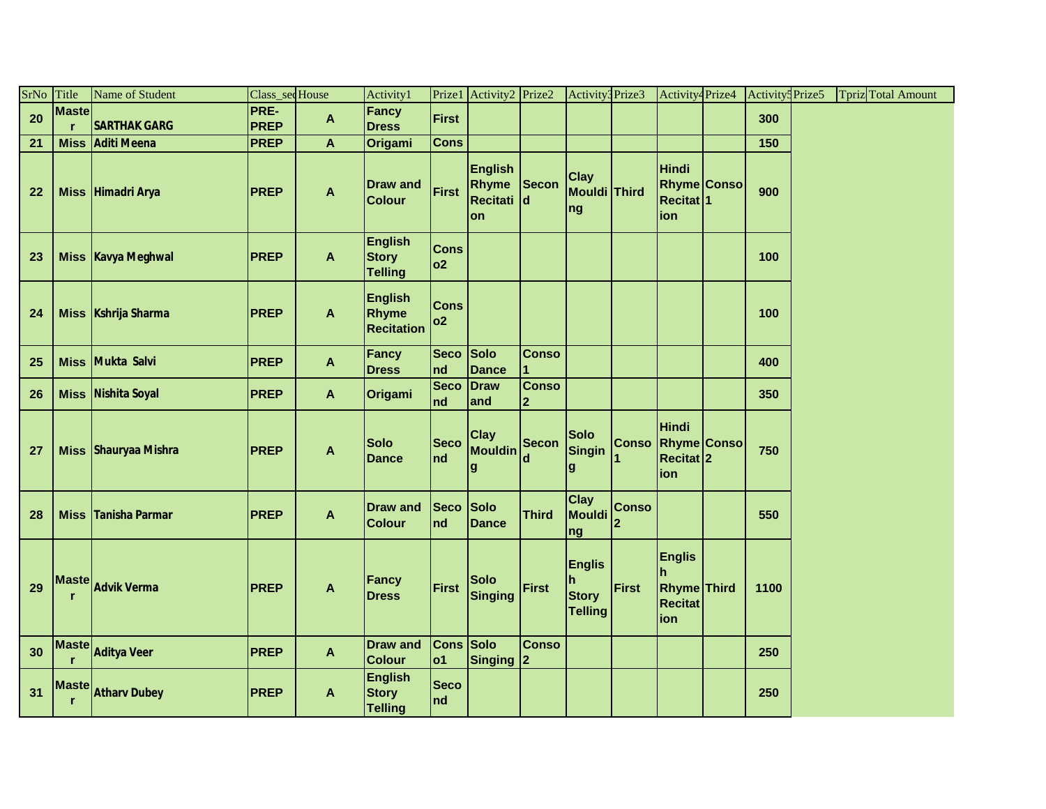| SrNo | Title | Name of Student | Class_sec | House | Activity1 | Prize1 | Activity2 | Prize2 | Activity3 | Prize3 | Activity4 | Prize4 | Activity5 | Prize5 | Tpriz | Total Amount |
|---|---|---|---|---|---|---|---|---|---|---|---|---|---|---|---|---|
| 20 | Master | SARTHAK GARG | PRE-PREP | A | Fancy Dress | First | | | | | | | 300 | | | |
| 21 | Miss | Aditi Meena | PREP | A | Origami | Cons | | | | | | | 150 | | | |
| 22 | Miss | Himadri Arya | PREP | A | Draw and Colour | First | English Rhyme Recitation | Second | Clay Moulding | Third | Hindi Rhyme Recitation | Conso1 | 900 | | | |
| 23 | Miss | Kavya Meghwal | PREP | A | English Story Telling | Conso2 | | | | | | | 100 | | | |
| 24 | Miss | Kshrija Sharma | PREP | A | English Rhyme Recitation | Conso2 | | | | | | | 100 | | | |
| 25 | Miss | Mukta Salvi | PREP | A | Fancy Dress | Second | Solo Dance | Conso1 | | | | | 400 | | | |
| 26 | Miss | Nishita Soyal | PREP | A | Origami | Second | Draw and | Conso2 | | | | | 350 | | | |
| 27 | Miss | Shauryaa Mishra | PREP | A | Solo Dance | Second | Clay Moulding | Second | Solo Singing | Conso1 | Hindi Rhyme Recitation | Conso2 | 750 | | | |
| 28 | Miss | Tanisha Parmar | PREP | A | Draw and Colour | Second | Solo Dance | Third | Clay Moulding | Conso2 | | | 550 | | | |
| 29 | Master | Advik Verma | PREP | A | Fancy Dress | First | Solo Singing | First | English Story Telling | First | English Rhyme Recitation | Third | 1100 | | | |
| 30 | Master | Aditya Veer | PREP | A | Draw and Colour | Conso1 | Solo Singing | Conso2 | | | | | 250 | | | |
| 31 | Master | Atharv Dubey | PREP | A | English Story Telling | Second | | | | | | | 250 | | | |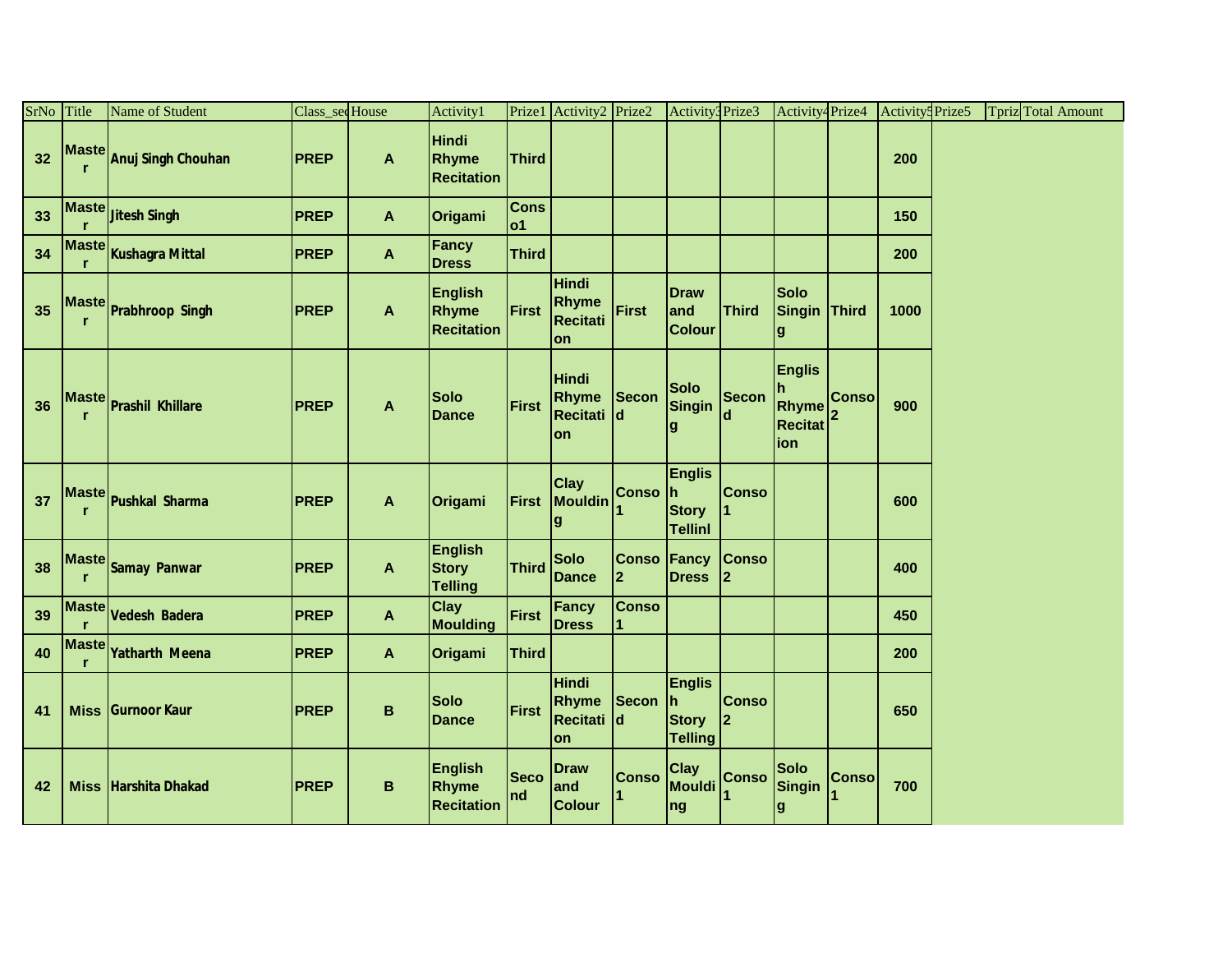| SrNo | Title | Name of Student | Class_sec | House | Activity1 | Prize1 | Activity2 | Prize2 | Activity3 | Prize3 | Activity4 | Prize4 | Activity5 | Prize5 | Tpriz | Total Amount |
|---|---|---|---|---|---|---|---|---|---|---|---|---|---|---|---|---|
| 32 | Master | Anuj Singh Chouhan | PREP | A | Hindi Rhyme Recitation | Third | | | | | | | 200 | | | |
| 33 | Master | Jitesh Singh | PREP | A | Origami | Conso1 | | | | | | | 150 | | | |
| 34 | Master | Kushagra Mittal | PREP | A | Fancy Dress | Third | | | | | | | 200 | | | |
| 35 | Master | Prabhroop Singh | PREP | A | English Rhyme Recitation | First | Hindi Rhyme Recitation | First | Draw and Colour | Third | Solo Singing | Third | 1000 | | | |
| 36 | Master | Prashil Khillare | PREP | A | Solo Dance | First | Hindi Rhyme Recitation | Second | Solo Singing | Second | English Rhyme Recitation | Conso2 | 900 | | | |
| 37 | Master | Pushkal Sharma | PREP | A | Origami | First | Clay Moulding | Conso1 | English Story Tellinl | Conso1 | | | 600 | | | |
| 38 | Master | Samay Panwar | PREP | A | English Story Telling | Third | Solo Dance | Conso2 | Fancy Dress | Conso2 | | | 400 | | | |
| 39 | Master | Vedesh Badera | PREP | A | Clay Moulding | First | Fancy Dress | Conso1 | | | | | 450 | | | |
| 40 | Master | Yatharth Meena | PREP | A | Origami | Third | | | | | | | 200 | | | |
| 41 | Miss | Gurnoor Kaur | PREP | B | Solo Dance | First | Hindi Rhyme Recitation | Second | English Story Telling | Conso2 | | | 650 | | | |
| 42 | Miss | Harshita Dhakad | PREP | B | English Rhyme Recitation | Second | Draw and Colour | Conso1 | Clay Moulding | Conso1 | Solo Singing | Conso1 | 700 | | | |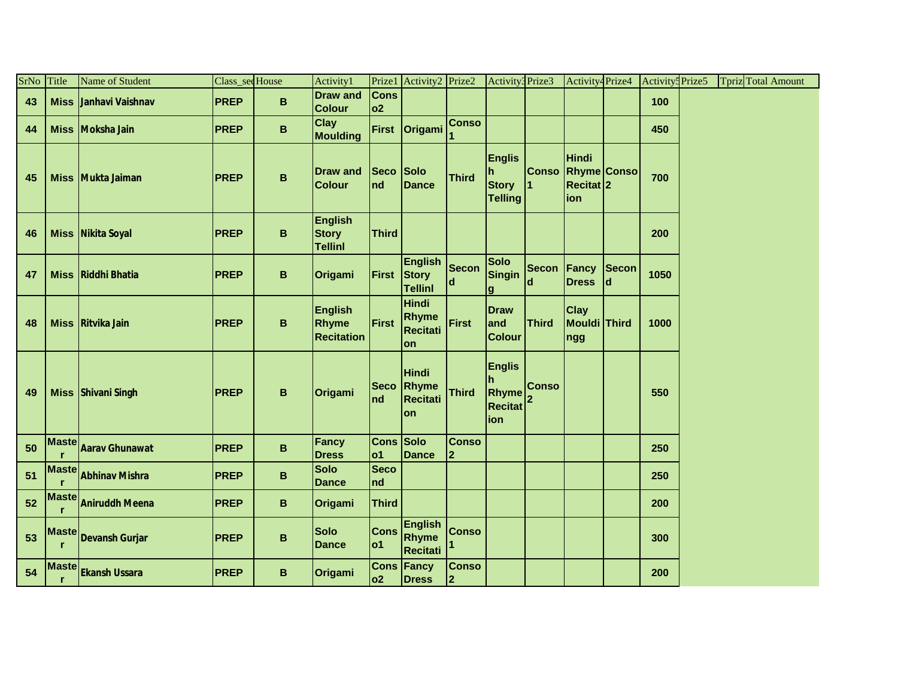| SrNo | Title | Name of Student | Class_se | House | Activity1 | Prize1 | Activity2 | Prize2 | Activity3 | Prize3 | Activity4 | Prize4 | Activity5 | Prize5 | Tpriz | Total Amount |
|---|---|---|---|---|---|---|---|---|---|---|---|---|---|---|---|---|
| 43 | Miss | Janhavi Vaishnav | PREP | B | Draw and Colour | Conso2 | | | | | | | 100 | | | |
| 44 | Miss | Moksha Jain | PREP | B | Clay Moulding | First | Origami | Conso1 | | | | | 450 | | | |
| 45 | Miss | Mukta Jaiman | PREP | B | Draw and Colour | Second | Solo Dance | Third | English Story Telling | Conso1 | Hindi Rhyme Recitation | Conso2 | 700 | | | |
| 46 | Miss | Nikita Soyal | PREP | B | English Story Tellinl | Third | | | | | | | 200 | | | |
| 47 | Miss | Riddhi Bhatia | PREP | B | Origami | First | English Story Tellinl | Second | Solo Singing | Second | Fancy Dress | Second | 1050 | | | |
| 48 | Miss | Ritvika Jain | PREP | B | English Rhyme Recitation | First | Hindi Rhyme Recitation | First | Draw and Colour | Third | Clay Mouldingg | Third | 1000 | | | |
| 49 | Miss | Shivani Singh | PREP | B | Origami | Second | Hindi Rhyme Recitation | Third | English Rhyme Recitation | Conso2 | | | 550 | | | |
| 50 | Master | Aarav Ghunawat | PREP | B | Fancy Dress | Conso1 | Solo Dance | Conso2 | | | | | 250 | | | |
| 51 | Master | Abhinav Mishra | PREP | B | Solo Dance | Second | | | | | | | 250 | | | |
| 52 | Master | Aniruddh Meena | PREP | B | Origami | Third | | | | | | | 200 | | | |
| 53 | Master | Devansh Gurjar | PREP | B | Solo Dance | Conso1 | English Rhyme Recitati | Conso1 | | | | | 300 | | | |
| 54 | Master | Ekansh Ussara | PREP | B | Origami | Conso2 | Fancy Dress | Conso2 | | | | | 200 | | | |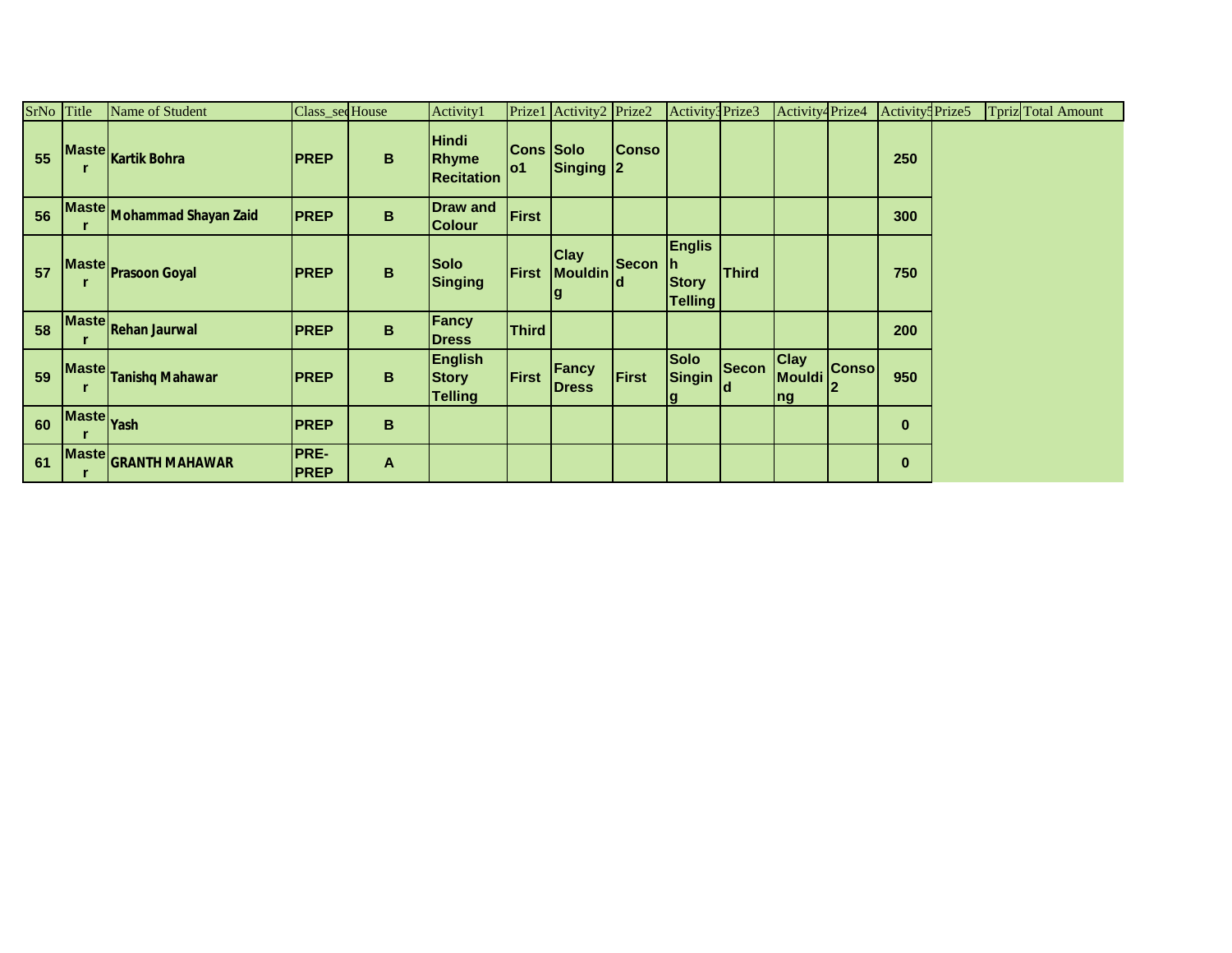| SrNo | Title | Name of Student | Class_sec | House | Activity1 | Prize1 | Activity2 | Prize2 | Activity3 | Prize3 | Activity4 | Prize4 | Activity5 | Prize5 | Tpriz | Total Amount |
|---|---|---|---|---|---|---|---|---|---|---|---|---|---|---|---|---|
| 55 | Master | Kartik Bohra | PREP | B | Hindi Rhyme Recitation | Conso1 | Solo Singing | Conso2 | | | | | 250 | | | |
| 56 | Master | Mohammad Shayan Zaid | PREP | B | Draw and Colour | First | | | | | | | 300 | | | |
| 57 | Master | Prasoon Goyal | PREP | B | Solo Singing | First | Clay Moulding | Second | English Story Telling | Third | | | 750 | | | |
| 58 | Master | Rehan Jaurwal | PREP | B | Fancy Dress | Third | | | | | | | 200 | | | |
| 59 | Master | Tanishq Mahawar | PREP | B | English Story Telling | First | Fancy Dress | First | Solo Singing | Second | Clay Moulding | Conso2 | 950 | | | |
| 60 | Master | Yash | PREP | B | | | | | | | | | 0 | | | |
| 61 | Master | GRANTH MAHAWAR | PRE-PREP | A | | | | | | | | | 0 | | | |